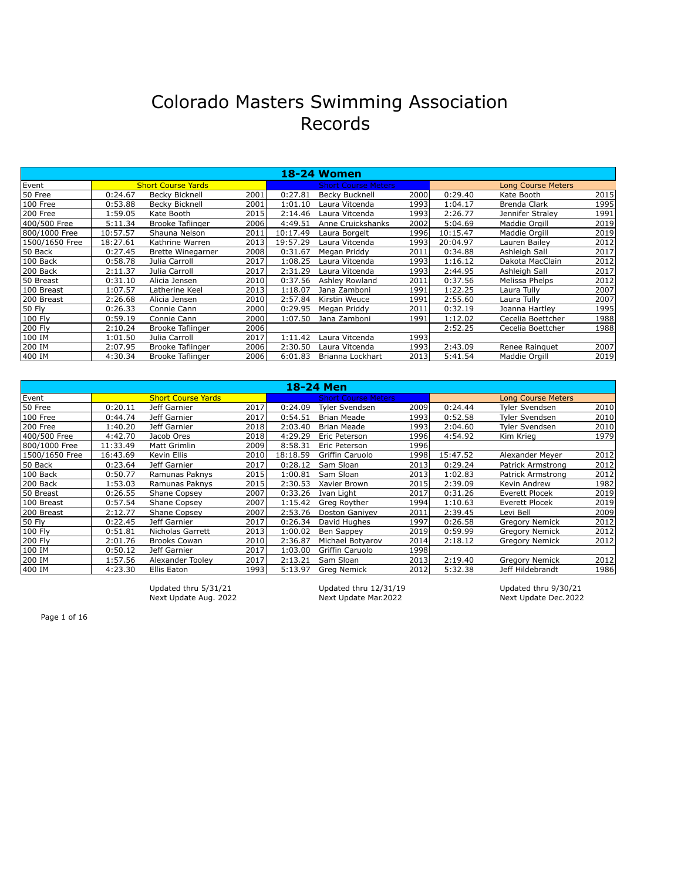# Colorado Masters Swimming Association Records

| 18-24 Women | | | | | | | | | |
|---|---|---|---|---|---|---|---|---|---|
| Event | Short Course Yards | | | Short Course Meters | | | Long Course Meters | | |
| 50 Free | 0:24.67 | Becky Bicknell | 2001 | 0:27.81 | Becky Bucknell | 2000 | 0:29.40 | Kate Booth | 2015 |
| 100 Free | 0:53.88 | Becky Bicknell | 2001 | 1:01.10 | Laura Vitcenda | 1993 | 1:04.17 | Brenda Clark | 1995 |
| 200 Free | 1:59.05 | Kate Booth | 2015 | 2:14.46 | Laura Vitcenda | 1993 | 2:26.77 | Jennifer Straley | 1991 |
| 400/500 Free | 5:11.34 | Brooke Taflinger | 2006 | 4:49.51 | Anne Cruickshanks | 2002 | 5:04.69 | Maddie Orgill | 2019 |
| 800/1000 Free | 10:57.57 | Shauna Nelson | 2011 | 10:17.49 | Laura Borgelt | 1996 | 10:15.47 | Maddie Orgill | 2019 |
| 1500/1650 Free | 18:27.61 | Kathrine Warren | 2013 | 19:57.29 | Laura Vitcenda | 1993 | 20:04.97 | Lauren Bailey | 2012 |
| 50 Back | 0:27.45 | Brette Winegarner | 2008 | 0:31.67 | Megan Priddy | 2011 | 0:34.88 | Ashleigh Sall | 2017 |
| 100 Back | 0:58.78 | Julia Carroll | 2017 | 1:08.25 | Laura Vitcenda | 1993 | 1:16.12 | Dakota MacClain | 2012 |
| 200 Back | 2:11.37 | Julia Carroll | 2017 | 2:31.29 | Laura Vitcenda | 1993 | 2:44.95 | Ashleigh Sall | 2017 |
| 50 Breast | 0:31.10 | Alicia Jensen | 2010 | 0:37.56 | Ashley Rowland | 2011 | 0:37.56 | Melissa Phelps | 2012 |
| 100 Breast | 1:07.57 | Latherine Keel | 2013 | 1:18.07 | Jana Zamboni | 1991 | 1:22.25 | Laura Tully | 2007 |
| 200 Breast | 2:26.68 | Alicia Jensen | 2010 | 2:57.84 | Kirstin Weuce | 1991 | 2:55.60 | Laura Tully | 2007 |
| 50 Fly | 0:26.33 | Connie Cann | 2000 | 0:29.95 | Megan Priddy | 2011 | 0:32.19 | Joanna Hartley | 1995 |
| 100 Fly | 0:59.19 | Connie Cann | 2000 | 1:07.50 | Jana Zamboni | 1991 | 1:12.02 | Cecelia Boettcher | 1988 |
| 200 Fly | 2:10.24 | Brooke Taflinger | 2006 | | | | 2:52.25 | Cecelia Boettcher | 1988 |
| 100 IM | 1:01.50 | Julia Carroll | 2017 | 1:11.42 | Laura Vitcenda | 1993 | | | |
| 200 IM | 2:07.95 | Brooke Taflinger | 2006 | 2:30.50 | Laura Vitcenda | 1993 | 2:43.09 | Renee Rainquet | 2007 |
| 400 IM | 4:30.34 | Brooke Taflinger | 2006 | 6:01.83 | Brianna Lockhart | 2013 | 5:41.54 | Maddie Orgill | 2019 |

| 18-24 Men | | | | | | | | | |
|---|---|---|---|---|---|---|---|---|---|
| Event | Short Course Yards | | | Short Course Meters | | | Long Course Meters | | |
| 50 Free | 0:20.11 | Jeff Garnier | 2017 | 0:24.09 | Tyler Svendsen | 2009 | 0:24.44 | Tyler Svendsen | 2010 |
| 100 Free | 0:44.74 | Jeff Garnier | 2017 | 0:54.51 | Brian Meade | 1993 | 0:52.58 | Tyler Svendsen | 2010 |
| 200 Free | 1:40.20 | Jeff Garnier | 2018 | 2:03.40 | Brian Meade | 1993 | 2:04.60 | Tyler Svendsen | 2010 |
| 400/500 Free | 4:42.70 | Jacob Ores | 2018 | 4:29.29 | Eric Peterson | 1996 | 4:54.92 | Kim Krieg | 1979 |
| 800/1000 Free | 11:33.49 | Matt Grimlin | 2009 | 8:58.31 | Eric Peterson | 1996 | | | |
| 1500/1650 Free | 16:43.69 | Kevin Ellis | 2010 | 18:18.59 | Griffin Caruolo | 1998 | 15:47.52 | Alexander Meyer | 2012 |
| 50 Back | 0:23.64 | Jeff Garnier | 2017 | 0:28.12 | Sam Sloan | 2013 | 0:29.24 | Patrick Armstrong | 2012 |
| 100 Back | 0:50.77 | Ramunas Paknys | 2015 | 1:00.81 | Sam Sloan | 2013 | 1:02.83 | Patrick Armstrong | 2012 |
| 200 Back | 1:53.03 | Ramunas Paknys | 2015 | 2:30.53 | Xavier Brown | 2015 | 2:39.09 | Kevin Andrew | 1982 |
| 50 Breast | 0:26.55 | Shane Copsey | 2007 | 0:33.26 | Ivan Light | 2017 | 0:31.26 | Everett Plocek | 2019 |
| 100 Breast | 0:57.54 | Shane Copsey | 2007 | 1:15.42 | Greg Royther | 1994 | 1:10.63 | Everett Plocek | 2019 |
| 200 Breast | 2:12.77 | Shane Copsey | 2007 | 2:53.76 | Doston Ganiyev | 2011 | 2:39.45 | Levi Bell | 2009 |
| 50 Fly | 0:22.45 | Jeff Garnier | 2017 | 0:26.34 | David Hughes | 1997 | 0:26.58 | Gregory Nemick | 2012 |
| 100 Fly | 0:51.81 | Nicholas Garrett | 2013 | 1:00.02 | Ben Sappey | 2019 | 0:59.99 | Gregory Nemick | 2012 |
| 200 Fly | 2:01.76 | Brooks Cowan | 2010 | 2:36.87 | Michael Botyarov | 2014 | 2:18.12 | Gregory Nemick | 2012 |
| 100 IM | 0:50.12 | Jeff Garnier | 2017 | 1:03.00 | Griffin Caruolo | 1998 | | | |
| 200 IM | 1:57.56 | Alexander Tooley | 2017 | 2:13.21 | Sam Sloan | 2013 | 2:19.40 | Gregory Nemick | 2012 |
| 400 IM | 4:23.30 | Ellis Eaton | 1993 | 5:13.97 | Greg Nemick | 2012 | 5:32.38 | Jeff Hildebrandt | 1986 |

Updated thru 5/31/21
Next Update Aug. 2022

Updated thru 12/31/19
Next Update Mar.2022

Updated thru 9/30/21
Next Update Dec.2022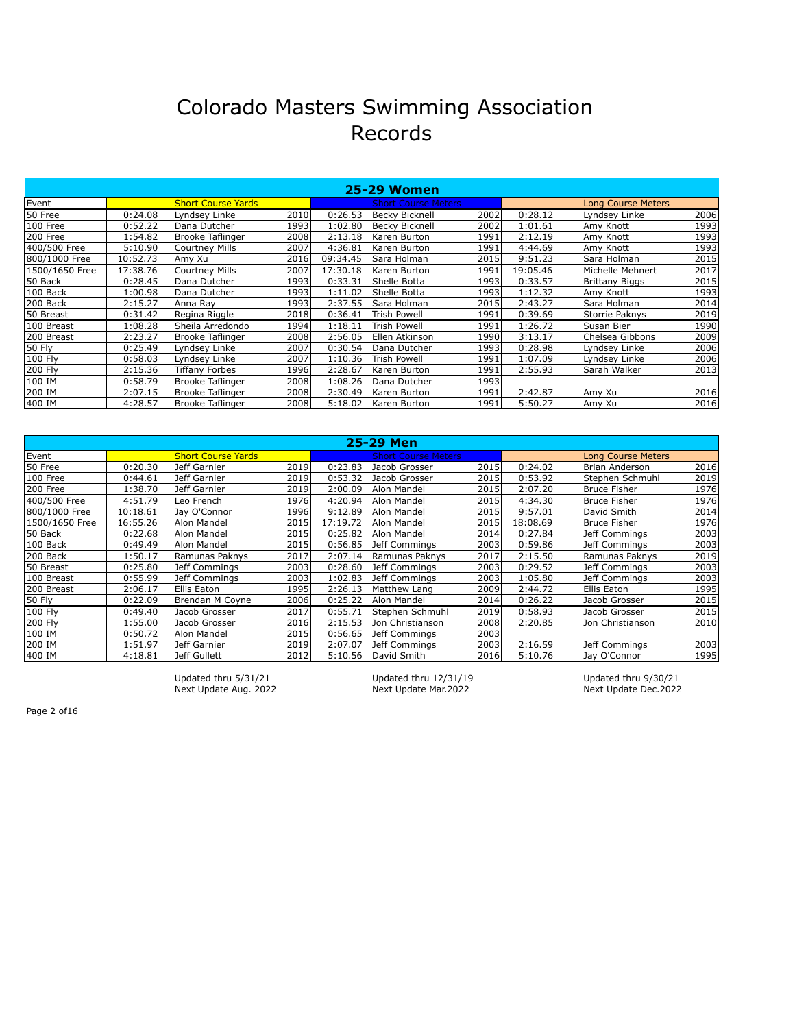# Colorado Masters Swimming Association Records

| 25-29 Women | | | | | | | | | |
|---|---|---|---|---|---|---|---|---|---|
| Event | Short Course Yards | | | Short Course Meters | | | Long Course Meters | | |
| 50 Free | 0:24.08 | Lyndsey Linke | 2010 | 0:26.53 | Becky Bicknell | 2002 | 0:28.12 | Lyndsey Linke | 2006 |
| 100 Free | 0:52.22 | Dana Dutcher | 1993 | 1:02.80 | Becky Bicknell | 2002 | 1:01.61 | Amy Knott | 1993 |
| 200 Free | 1:54.82 | Brooke Taflinger | 2008 | 2:13.18 | Karen Burton | 1991 | 2:12.19 | Amy Knott | 1993 |
| 400/500 Free | 5:10.90 | Courtney Mills | 2007 | 4:36.81 | Karen Burton | 1991 | 4:44.69 | Amy Knott | 1993 |
| 800/1000 Free | 10:52.73 | Amy Xu | 2016 | 09:34.45 | Sara Holman | 2015 | 9:51.23 | Sara Holman | 2015 |
| 1500/1650 Free | 17:38.76 | Courtney Mills | 2007 | 17:30.18 | Karen Burton | 1991 | 19:05.46 | Michelle Mehnert | 2017 |
| 50 Back | 0:28.45 | Dana Dutcher | 1993 | 0:33.31 | Shelle Botta | 1993 | 0:33.57 | Brittany Biggs | 2015 |
| 100 Back | 1:00.98 | Dana Dutcher | 1993 | 1:11.02 | Shelle Botta | 1993 | 1:12.32 | Amy Knott | 1993 |
| 200 Back | 2:15.27 | Anna Ray | 1993 | 2:37.55 | Sara Holman | 2015 | 2:43.27 | Sara Holman | 2014 |
| 50 Breast | 0:31.42 | Regina Riggle | 2018 | 0:36.41 | Trish Powell | 1991 | 0:39.69 | Storrie Paknys | 2019 |
| 100 Breast | 1:08.28 | Sheila Arredondo | 1994 | 1:18.11 | Trish Powell | 1991 | 1:26.72 | Susan Bier | 1990 |
| 200 Breast | 2:23.27 | Brooke Taflinger | 2008 | 2:56.05 | Ellen Atkinson | 1990 | 3:13.17 | Chelsea Gibbons | 2009 |
| 50 Fly | 0:25.49 | Lyndsey Linke | 2007 | 0:30.54 | Dana Dutcher | 1993 | 0:28.98 | Lyndsey Linke | 2006 |
| 100 Fly | 0:58.03 | Lyndsey Linke | 2007 | 1:10.36 | Trish Powell | 1991 | 1:07.09 | Lyndsey Linke | 2006 |
| 200 Fly | 2:15.36 | Tiffany Forbes | 1996 | 2:28.67 | Karen Burton | 1991 | 2:55.93 | Sarah Walker | 2013 |
| 100 IM | 0:58.79 | Brooke Taflinger | 2008 | 1:08.26 | Dana Dutcher | 1993 | | | |
| 200 IM | 2:07.15 | Brooke Taflinger | 2008 | 2:30.49 | Karen Burton | 1991 | 2:42.87 | Amy Xu | 2016 |
| 400 IM | 4:28.57 | Brooke Taflinger | 2008 | 5:18.02 | Karen Burton | 1991 | 5:50.27 | Amy Xu | 2016 |

| 25-29 Men | | | | | | | | | |
|---|---|---|---|---|---|---|---|---|---|
| Event | Short Course Yards | | | Short Course Meters | | | Long Course Meters | | |
| 50 Free | 0:20.30 | Jeff Garnier | 2019 | 0:23.83 | Jacob Grosser | 2015 | 0:24.02 | Brian Anderson | 2016 |
| 100 Free | 0:44.61 | Jeff Garnier | 2019 | 0:53.32 | Jacob Grosser | 2015 | 0:53.92 | Stephen Schmuhl | 2019 |
| 200 Free | 1:38.70 | Jeff Garnier | 2019 | 2:00.09 | Alon Mandel | 2015 | 2:07.20 | Bruce Fisher | 1976 |
| 400/500 Free | 4:51.79 | Leo French | 1976 | 4:20.94 | Alon Mandel | 2015 | 4:34.30 | Bruce Fisher | 1976 |
| 800/1000 Free | 10:18.61 | Jay O'Connor | 1996 | 9:12.89 | Alon Mandel | 2015 | 9:57.01 | David Smith | 2014 |
| 1500/1650 Free | 16:55.26 | Alon Mandel | 2015 | 17:19.72 | Alon Mandel | 2015 | 18:08.69 | Bruce Fisher | 1976 |
| 50 Back | 0:22.68 | Alon Mandel | 2015 | 0:25.82 | Alon Mandel | 2014 | 0:27.84 | Jeff Commings | 2003 |
| 100 Back | 0:49.49 | Alon Mandel | 2015 | 0:56.85 | Jeff Commings | 2003 | 0:59.86 | Jeff Commings | 2003 |
| 200 Back | 1:50.17 | Ramunas Paknys | 2017 | 2:07.14 | Ramunas Paknys | 2017 | 2:15.50 | Ramunas Paknys | 2019 |
| 50 Breast | 0:25.80 | Jeff Commings | 2003 | 0:28.60 | Jeff Commings | 2003 | 0:29.52 | Jeff Commings | 2003 |
| 100 Breast | 0:55.99 | Jeff Commings | 2003 | 1:02.83 | Jeff Commings | 2003 | 1:05.80 | Jeff Commings | 2003 |
| 200 Breast | 2:06.17 | Ellis Eaton | 1995 | 2:26.13 | Matthew Lang | 2009 | 2:44.72 | Ellis Eaton | 1995 |
| 50 Fly | 0:22.09 | Brendan M Coyne | 2006 | 0:25.22 | Alon Mandel | 2014 | 0:26.22 | Jacob Grosser | 2015 |
| 100 Fly | 0:49.40 | Jacob Grosser | 2017 | 0:55.71 | Stephen Schmuhl | 2019 | 0:58.93 | Jacob Grosser | 2015 |
| 200 Fly | 1:55.00 | Jacob Grosser | 2016 | 2:15.53 | Jon Christianson | 2008 | 2:20.85 | Jon Christianson | 2010 |
| 100 IM | 0:50.72 | Alon Mandel | 2015 | 0:56.65 | Jeff Commings | 2003 | | | |
| 200 IM | 1:51.97 | Jeff Garnier | 2019 | 2:07.07 | Jeff Commings | 2003 | 2:16.59 | Jeff Commings | 2003 |
| 400 IM | 4:18.81 | Jeff Gullett | 2012 | 5:10.56 | David Smith | 2016 | 5:10.76 | Jay O'Connor | 1995 |

Updated thru 5/31/21
Next Update Aug. 2022

Updated thru 12/31/19
Next Update Mar.2022

Updated thru 9/30/21
Next Update Dec.2022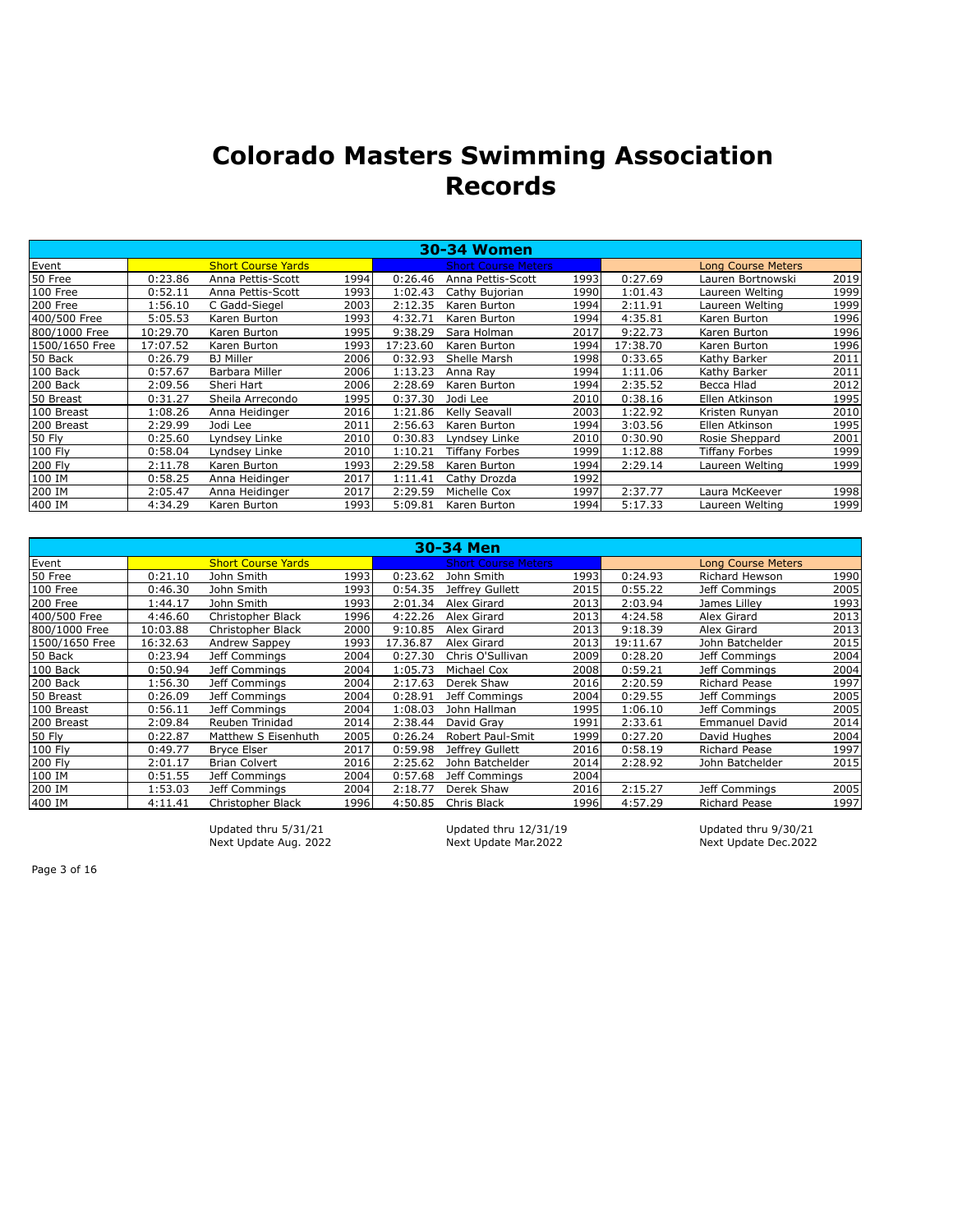# Colorado Masters Swimming Association Records

| 30-34 Women | | | | | | | | | |
|---|---|---|---|---|---|---|---|---|---|
| Event | | Short Course Yards | | | Short Course Meters | | | Long Course Meters | |
| 50 Free | 0:23.86 | Anna Pettis-Scott | 1994 | 0:26.46 | Anna Pettis-Scott | 1993 | 0:27.69 | Lauren Bortnowski | 2019 |
| 100 Free | 0:52.11 | Anna Pettis-Scott | 1993 | 1:02.43 | Cathy Bujorian | 1990 | 1:01.43 | Laureen Welting | 1999 |
| 200 Free | 1:56.10 | C Gadd-Siegel | 2003 | 2:12.35 | Karen Burton | 1994 | 2:11.91 | Laureen Welting | 1999 |
| 400/500 Free | 5:05.53 | Karen Burton | 1993 | 4:32.71 | Karen Burton | 1994 | 4:35.81 | Karen Burton | 1996 |
| 800/1000 Free | 10:29.70 | Karen Burton | 1995 | 9:38.29 | Sara Holman | 2017 | 9:22.73 | Karen Burton | 1996 |
| 1500/1650 Free | 17:07.52 | Karen Burton | 1993 | 17:23.60 | Karen Burton | 1994 | 17:38.70 | Karen Burton | 1996 |
| 50 Back | 0:26.79 | BJ Miller | 2006 | 0:32.93 | Shelle Marsh | 1998 | 0:33.65 | Kathy Barker | 2011 |
| 100 Back | 0:57.67 | Barbara Miller | 2006 | 1:13.23 | Anna Ray | 1994 | 1:11.06 | Kathy Barker | 2011 |
| 200 Back | 2:09.56 | Sheri Hart | 2006 | 2:28.69 | Karen Burton | 1994 | 2:35.52 | Becca Hlad | 2012 |
| 50 Breast | 0:31.27 | Sheila Arrecondo | 1995 | 0:37.30 | Jodi Lee | 2010 | 0:38.16 | Ellen Atkinson | 1995 |
| 100 Breast | 1:08.26 | Anna Heidinger | 2016 | 1:21.86 | Kelly Seavall | 2003 | 1:22.92 | Kristen Runyan | 2010 |
| 200 Breast | 2:29.99 | Jodi Lee | 2011 | 2:56.63 | Karen Burton | 1994 | 3:03.56 | Ellen Atkinson | 1995 |
| 50 Fly | 0:25.60 | Lyndsey Linke | 2010 | 0:30.83 | Lyndsey Linke | 2010 | 0:30.90 | Rosie Sheppard | 2001 |
| 100 Fly | 0:58.04 | Lyndsey Linke | 2010 | 1:10.21 | Tiffany Forbes | 1999 | 1:12.88 | Tiffany Forbes | 1999 |
| 200 Fly | 2:11.78 | Karen Burton | 1993 | 2:29.58 | Karen Burton | 1994 | 2:29.14 | Laureen Welting | 1999 |
| 100 IM | 0:58.25 | Anna Heidinger | 2017 | 1:11.41 | Cathy Drozda | 1992 | | | |
| 200 IM | 2:05.47 | Anna Heidinger | 2017 | 2:29.59 | Michelle Cox | 1997 | 2:37.77 | Laura McKeever | 1998 |
| 400 IM | 4:34.29 | Karen Burton | 1993 | 5:09.81 | Karen Burton | 1994 | 5:17.33 | Laureen Welting | 1999 |

| 30-34 Men | | | | | | | | | |
|---|---|---|---|---|---|---|---|---|---|
| Event | | Short Course Yards | | | Short Course Meters | | | Long Course Meters | |
| 50 Free | 0:21.10 | John Smith | 1993 | 0:23.62 | John Smith | 1993 | 0:24.93 | Richard Hewson | 1990 |
| 100 Free | 0:46.30 | John Smith | 1993 | 0:54.35 | Jeffrey Gullett | 2015 | 0:55.22 | Jeff Commings | 2005 |
| 200 Free | 1:44.17 | John Smith | 1993 | 2:01.34 | Alex Girard | 2013 | 2:03.94 | James Lilley | 1993 |
| 400/500 Free | 4:46.60 | Christopher Black | 1996 | 4:22.26 | Alex Girard | 2013 | 4:24.58 | Alex Girard | 2013 |
| 800/1000 Free | 10:03.88 | Christopher Black | 2000 | 9:10.85 | Alex Girard | 2013 | 9:18.39 | Alex Girard | 2013 |
| 1500/1650 Free | 16:32.63 | Andrew Sappey | 1993 | 17.36.87 | Alex Girard | 2013 | 19:11.67 | John Batchelder | 2015 |
| 50 Back | 0:23.94 | Jeff Commings | 2004 | 0:27.30 | Chris O'Sullivan | 2009 | 0:28.20 | Jeff Commings | 2004 |
| 100 Back | 0:50.94 | Jeff Commings | 2004 | 1:05.73 | Michael Cox | 2008 | 0:59.21 | Jeff Commings | 2004 |
| 200 Back | 1:56.30 | Jeff Commings | 2004 | 2:17.63 | Derek Shaw | 2016 | 2:20.59 | Richard Pease | 1997 |
| 50 Breast | 0:26.09 | Jeff Commings | 2004 | 0:28.91 | Jeff Commings | 2004 | 0:29.55 | Jeff Commings | 2005 |
| 100 Breast | 0:56.11 | Jeff Commings | 2004 | 1:08.03 | John Hallman | 1995 | 1:06.10 | Jeff Commings | 2005 |
| 200 Breast | 2:09.84 | Reuben Trinidad | 2014 | 2:38.44 | David Gray | 1991 | 2:33.61 | Emmanuel David | 2014 |
| 50 Fly | 0:22.87 | Matthew S Eisenhuth | 2005 | 0:26.24 | Robert Paul-Smit | 1999 | 0:27.20 | David Hughes | 2004 |
| 100 Fly | 0:49.77 | Bryce Elser | 2017 | 0:59.98 | Jeffrey Gullett | 2016 | 0:58.19 | Richard Pease | 1997 |
| 200 Fly | 2:01.17 | Brian Colvert | 2016 | 2:25.62 | John Batchelder | 2014 | 2:28.92 | John Batchelder | 2015 |
| 100 IM | 0:51.55 | Jeff Commings | 2004 | 0:57.68 | Jeff Commings | 2004 | | | |
| 200 IM | 1:53.03 | Jeff Commings | 2004 | 2:18.77 | Derek Shaw | 2016 | 2:15.27 | Jeff Commings | 2005 |
| 400 IM | 4:11.41 | Christopher Black | 1996 | 4:50.85 | Chris Black | 1996 | 4:57.29 | Richard Pease | 1997 |

Updated thru 5/31/21
Next Update Aug. 2022

Updated thru 12/31/19
Next Update Mar.2022

Updated thru 9/30/21
Next Update Dec.2022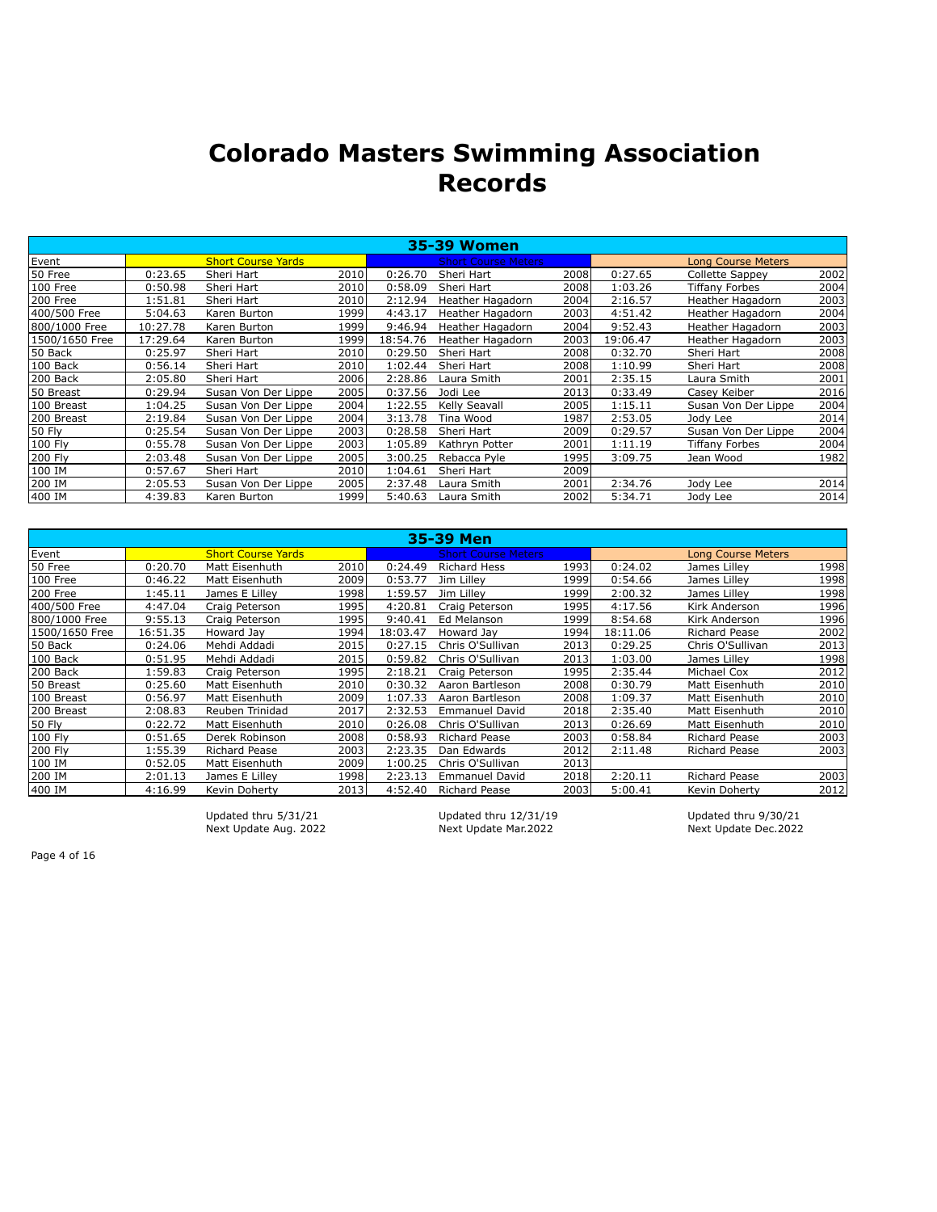# Colorado Masters Swimming Association Records

| 35-39 Women | | | | | | | | | | | |
|---|---|---|---|---|---|---|---|---|---|---|---|
| Event | Short Course Yards | | | Short Course Meters | | | Long Course Meters | | | | |
| 50 Free | 0:23.65 | Sheri Hart | 2010 | 0:26.70 | Sheri Hart | 2008 | 0:27.65 | Collette Sappey | 2002 | | |
| 100 Free | 0:50.98 | Sheri Hart | 2010 | 0:58.09 | Sheri Hart | 2008 | 1:03.26 | Tiffany Forbes | 2004 | | |
| 200 Free | 1:51.81 | Sheri Hart | 2010 | 2:12.94 | Heather Hagadorn | 2004 | 2:16.57 | Heather Hagadorn | 2003 | | |
| 400/500 Free | 5:04.63 | Karen Burton | 1999 | 4:43.17 | Heather Hagadorn | 2003 | 4:51.42 | Heather Hagadorn | 2004 | | |
| 800/1000 Free | 10:27.78 | Karen Burton | 1999 | 9:46.94 | Heather Hagadorn | 2004 | 9:52.43 | Heather Hagadorn | 2003 | | |
| 1500/1650 Free | 17:29.64 | Karen Burton | 1999 | 18:54.76 | Heather Hagadorn | 2003 | 19:06.47 | Heather Hagadorn | 2003 | | |
| 50 Back | 0:25.97 | Sheri Hart | 2010 | 0:29.50 | Sheri Hart | 2008 | 0:32.70 | Sheri Hart | 2008 | | |
| 100 Back | 0:56.14 | Sheri Hart | 2010 | 1:02.44 | Sheri Hart | 2008 | 1:10.99 | Sheri Hart | 2008 | | |
| 200 Back | 2:05.80 | Sheri Hart | 2006 | 2:28.86 | Laura Smith | 2001 | 2:35.15 | Laura Smith | 2001 | | |
| 50 Breast | 0:29.94 | Susan Von Der Lippe | 2005 | 0:37.56 | Jodi Lee | 2013 | 0:33.49 | Casey Keiber | 2016 | | |
| 100 Breast | 1:04.25 | Susan Von Der Lippe | 2004 | 1:22.55 | Kelly Seavall | 2005 | 1:15.11 | Susan Von Der Lippe | 2004 | | |
| 200 Breast | 2:19.84 | Susan Von Der Lippe | 2004 | 3:13.78 | Tina Wood | 1987 | 2:53.05 | Jody Lee | 2014 | | |
| 50 Fly | 0:25.54 | Susan Von Der Lippe | 2003 | 0:28.58 | Sheri Hart | 2009 | 0:29.57 | Susan Von Der Lippe | 2004 | | |
| 100 Fly | 0:55.78 | Susan Von Der Lippe | 2003 | 1:05.89 | Kathryn Potter | 2001 | 1:11.19 | Tiffany Forbes | 2004 | | |
| 200 Fly | 2:03.48 | Susan Von Der Lippe | 2005 | 3:00.25 | Rebacca Pyle | 1995 | 3:09.75 | Jean Wood | 1982 | | |
| 100 IM | 0:57.67 | Sheri Hart | 2010 | 1:04.61 | Sheri Hart | 2009 | | | | | |
| 200 IM | 2:05.53 | Susan Von Der Lippe | 2005 | 2:37.48 | Laura Smith | 2001 | 2:34.76 | Jody Lee | 2014 | | |
| 400 IM | 4:39.83 | Karen Burton | 1999 | 5:40.63 | Laura Smith | 2002 | 5:34.71 | Jody Lee | 2014 | | |

| 35-39 Men | | | | | | | | | |
|---|---|---|---|---|---|---|---|---|---|
| Event | Short Course Yards | | | Short Course Meters | | | Long Course Meters | | |
| 50 Free | 0:20.70 | Matt Eisenhuth | 2010 | 0:24.49 | Richard Hess | 1993 | 0:24.02 | James Lilley | 1998 |
| 100 Free | 0:46.22 | Matt Eisenhuth | 2009 | 0:53.77 | Jim Lilley | 1999 | 0:54.66 | James Lilley | 1998 |
| 200 Free | 1:45.11 | James E Lilley | 1998 | 1:59.57 | Jim Lilley | 1999 | 2:00.32 | James Lilley | 1998 |
| 400/500 Free | 4:47.04 | Craig Peterson | 1995 | 4:20.81 | Craig Peterson | 1995 | 4:17.56 | Kirk Anderson | 1996 |
| 800/1000 Free | 9:55.13 | Craig Peterson | 1995 | 9:40.41 | Ed Melanson | 1999 | 8:54.68 | Kirk Anderson | 1996 |
| 1500/1650 Free | 16:51.35 | Howard Jay | 1994 | 18:03.47 | Howard Jay | 1994 | 18:11.06 | Richard Pease | 2002 |
| 50 Back | 0:24.06 | Mehdi Addadi | 2015 | 0:27.15 | Chris O'Sullivan | 2013 | 0:29.25 | Chris O'Sullivan | 2013 |
| 100 Back | 0:51.95 | Mehdi Addadi | 2015 | 0:59.82 | Chris O'Sullivan | 2013 | 1:03.00 | James Lilley | 1998 |
| 200 Back | 1:59.83 | Craig Peterson | 1995 | 2:18.21 | Craig Peterson | 1995 | 2:35.44 | Michael Cox | 2012 |
| 50 Breast | 0:25.60 | Matt Eisenhuth | 2010 | 0:30.32 | Aaron Bartleson | 2008 | 0:30.79 | Matt Eisenhuth | 2010 |
| 100 Breast | 0:56.97 | Matt Eisenhuth | 2009 | 1:07.33 | Aaron Bartleson | 2008 | 1:09.37 | Matt Eisenhuth | 2010 |
| 200 Breast | 2:08.83 | Reuben Trinidad | 2017 | 2:32.53 | Emmanuel David | 2018 | 2:35.40 | Matt Eisenhuth | 2010 |
| 50 Fly | 0:22.72 | Matt Eisenhuth | 2010 | 0:26.08 | Chris O'Sullivan | 2013 | 0:26.69 | Matt Eisenhuth | 2010 |
| 100 Fly | 0:51.65 | Derek Robinson | 2008 | 0:58.93 | Richard Pease | 2003 | 0:58.84 | Richard Pease | 2003 |
| 200 Fly | 1:55.39 | Richard Pease | 2003 | 2:23.35 | Dan Edwards | 2012 | 2:11.48 | Richard Pease | 2003 |
| 100 IM | 0:52.05 | Matt Eisenhuth | 2009 | 1:00.25 | Chris O'Sullivan | 2013 | | | |
| 200 IM | 2:01.13 | James E Lilley | 1998 | 2:23.13 | Emmanuel David | 2018 | 2:20.11 | Richard Pease | 2003 |
| 400 IM | 4:16.99 | Kevin Doherty | 2013 | 4:52.40 | Richard Pease | 2003 | 5:00.41 | Kevin Doherty | 2012 |

Updated thru 5/31/21
Next Update Aug. 2022

Updated thru 12/31/19
Next Update Mar.2022

Updated thru 9/30/21
Next Update Dec.2022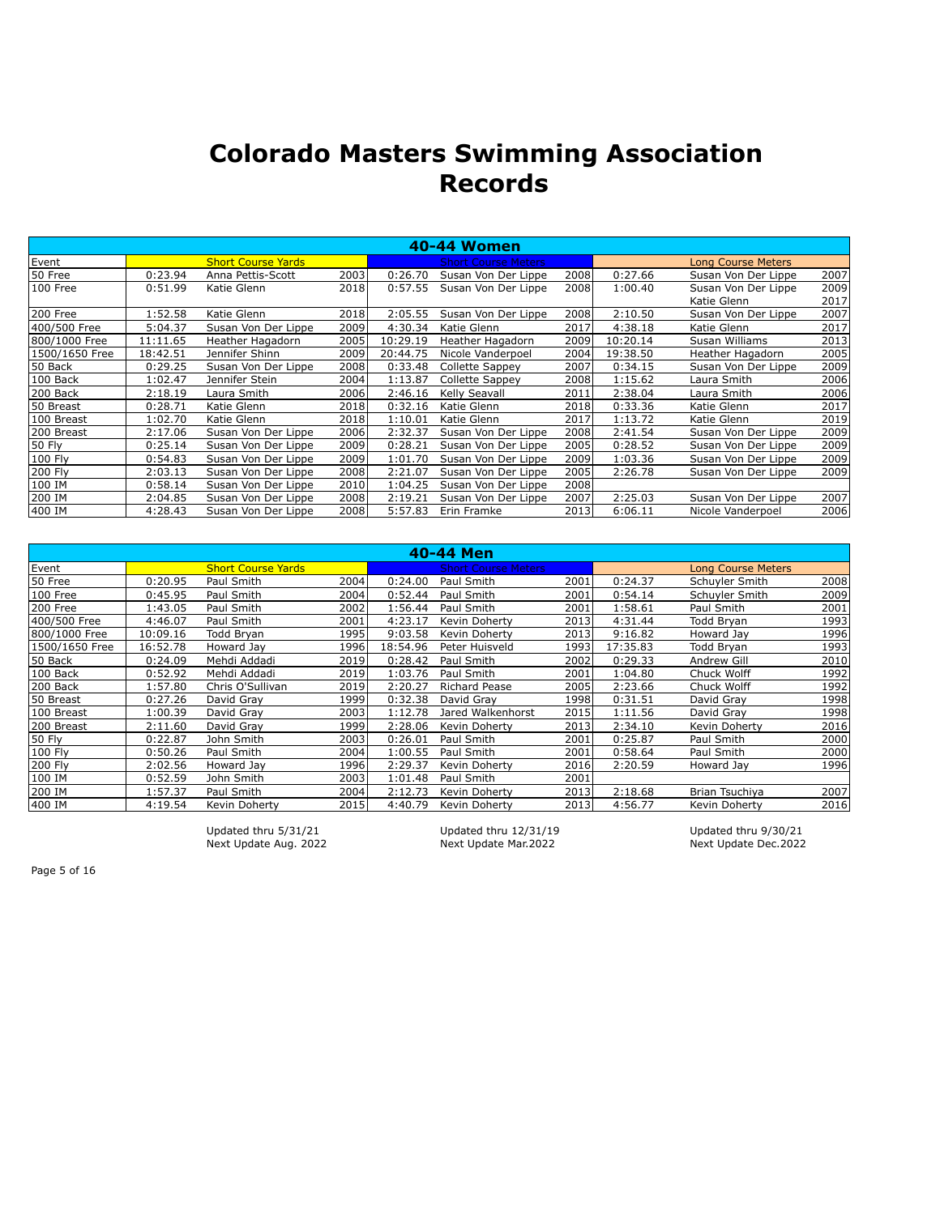# Colorado Masters Swimming Association Records

| 40-44 Women | | | | | | | | | | |
|---|---|---|---|---|---|---|---|---|---|---|
| Event | | Short Course Yards | | | Short Course Meters | | | | Long Course Meters | |
| 50 Free | 0:23.94 | Anna Pettis-Scott | 2003 | 0:26.70 | Susan Von Der Lippe | 2008 | 0:27.66 | Susan Von Der Lippe | 2007 |
| 100 Free | 0:51.99 | Katie Glenn | 2018 | 0:57.55 | Susan Von Der Lippe | 2008 | 1:00.40 | Susan Von Der Lippe<br>Katie Glenn | 2009<br>2017 |
| 200 Free | 1:52.58 | Katie Glenn | 2018 | 2:05.55 | Susan Von Der Lippe | 2008 | 2:10.50 | Susan Von Der Lippe | 2007 |
| 400/500 Free | 5:04.37 | Susan Von Der Lippe | 2009 | 4:30.34 | Katie Glenn | 2017 | 4:38.18 | Katie Glenn | 2017 |
| 800/1000 Free | 11:11.65 | Heather Hagadorn | 2005 | 10:29.19 | Heather Hagadorn | 2009 | 10:20.14 | Susan Williams | 2013 |
| 1500/1650 Free | 18:42.51 | Jennifer Shinn | 2009 | 20:44.75 | Nicole Vanderpoel | 2004 | 19:38.50 | Heather Hagadorn | 2005 |
| 50 Back | 0:29.25 | Susan Von Der Lippe | 2008 | 0:33.48 | Collette Sappey | 2007 | 0:34.15 | Susan Von Der Lippe | 2009 |
| 100 Back | 1:02.47 | Jennifer Stein | 2004 | 1:13.87 | Collette Sappey | 2008 | 1:15.62 | Laura Smith | 2006 |
| 200 Back | 2:18.19 | Laura Smith | 2006 | 2:46.16 | Kelly Seavall | 2011 | 2:38.04 | Laura Smith | 2006 |
| 50 Breast | 0:28.71 | Katie Glenn | 2018 | 0:32.16 | Katie Glenn | 2018 | 0:33.36 | Katie Glenn | 2017 |
| 100 Breast | 1:02.70 | Katie Glenn | 2018 | 1:10.01 | Katie Glenn | 2017 | 1:13.72 | Katie Glenn | 2019 |
| 200 Breast | 2:17.06 | Susan Von Der Lippe | 2006 | 2:32.37 | Susan Von Der Lippe | 2008 | 2:41.54 | Susan Von Der Lippe | 2009 |
| 50 Fly | 0:25.14 | Susan Von Der Lippe | 2009 | 0:28.21 | Susan Von Der Lippe | 2005 | 0:28.52 | Susan Von Der Lippe | 2009 |
| 100 Fly | 0:54.83 | Susan Von Der Lippe | 2009 | 1:01.70 | Susan Von Der Lippe | 2009 | 1:03.36 | Susan Von Der Lippe | 2009 |
| 200 Fly | 2:03.13 | Susan Von Der Lippe | 2008 | 2:21.07 | Susan Von Der Lippe | 2005 | 2:26.78 | Susan Von Der Lippe | 2009 |
| 100 IM | 0:58.14 | Susan Von Der Lippe | 2010 | 1:04.25 | Susan Von Der Lippe | 2008 | | | |
| 200 IM | 2:04.85 | Susan Von Der Lippe | 2008 | 2:19.21 | Susan Von Der Lippe | 2007 | 2:25.03 | Susan Von Der Lippe | 2007 |
| 400 IM | 4:28.43 | Susan Von Der Lippe | 2008 | 5:57.83 | Erin Framke | 2013 | 6:06.11 | Nicole Vanderpoel | 2006 |

| 40-44 Men | | | | | | | | | |
|---|---|---|---|---|---|---|---|---|---|
| Event | | Short Course Yards | | | Short Course Meters | | | Long Course Meters | |
| 50 Free | 0:20.95 | Paul Smith | 2004 | 0:24.00 | Paul Smith | 2001 | 0:24.37 | Schuyler Smith | 2008 |
| 100 Free | 0:45.95 | Paul Smith | 2004 | 0:52.44 | Paul Smith | 2001 | 0:54.14 | Schuyler Smith | 2009 |
| 200 Free | 1:43.05 | Paul Smith | 2002 | 1:56.44 | Paul Smith | 2001 | 1:58.61 | Paul Smith | 2001 |
| 400/500 Free | 4:46.07 | Paul Smith | 2001 | 4:23.17 | Kevin Doherty | 2013 | 4:31.44 | Todd Bryan | 1993 |
| 800/1000 Free | 10:09.16 | Todd Bryan | 1995 | 9:03.58 | Kevin Doherty | 2013 | 9:16.82 | Howard Jay | 1996 |
| 1500/1650 Free | 16:52.78 | Howard Jay | 1996 | 18:54.96 | Peter Huisveld | 1993 | 17:35.83 | Todd Bryan | 1993 |
| 50 Back | 0:24.09 | Mehdi Addadi | 2019 | 0:28.42 | Paul Smith | 2002 | 0:29.33 | Andrew Gill | 2010 |
| 100 Back | 0:52.92 | Mehdi Addadi | 2019 | 1:03.76 | Paul Smith | 2001 | 1:04.80 | Chuck Wolff | 1992 |
| 200 Back | 1:57.80 | Chris O'Sullivan | 2019 | 2:20.27 | Richard Pease | 2005 | 2:23.66 | Chuck Wolff | 1992 |
| 50 Breast | 0:27.26 | David Gray | 1999 | 0:32.38 | David Gray | 1998 | 0:31.51 | David Gray | 1998 |
| 100 Breast | 1:00.39 | David Gray | 2003 | 1:12.78 | Jared Walkenhorst | 2015 | 1:11.56 | David Gray | 1998 |
| 200 Breast | 2:11.60 | David Gray | 1999 | 2:28.06 | Kevin Doherty | 2013 | 2:34.10 | Kevin Doherty | 2016 |
| 50 Fly | 0:22.87 | John Smith | 2003 | 0:26.01 | Paul Smith | 2001 | 0:25.87 | Paul Smith | 2000 |
| 100 Fly | 0:50.26 | Paul Smith | 2004 | 1:00.55 | Paul Smith | 2001 | 0:58.64 | Paul Smith | 2000 |
| 200 Fly | 2:02.56 | Howard Jay | 1996 | 2:29.37 | Kevin Doherty | 2016 | 2:20.59 | Howard Jay | 1996 |
| 100 IM | 0:52.59 | John Smith | 2003 | 1:01.48 | Paul Smith | 2001 | | | |
| 200 IM | 1:57.37 | Paul Smith | 2004 | 2:12.73 | Kevin Doherty | 2013 | 2:18.68 | Brian Tsuchiya | 2007 |
| 400 IM | 4:19.54 | Kevin Doherty | 2015 | 4:40.79 | Kevin Doherty | 2013 | 4:56.77 | Kevin Doherty | 2016 |

Updated thru 5/31/21
Next Update Aug. 2022

Updated thru 12/31/19
Next Update Mar.2022

Updated thru 9/30/21
Next Update Dec.2022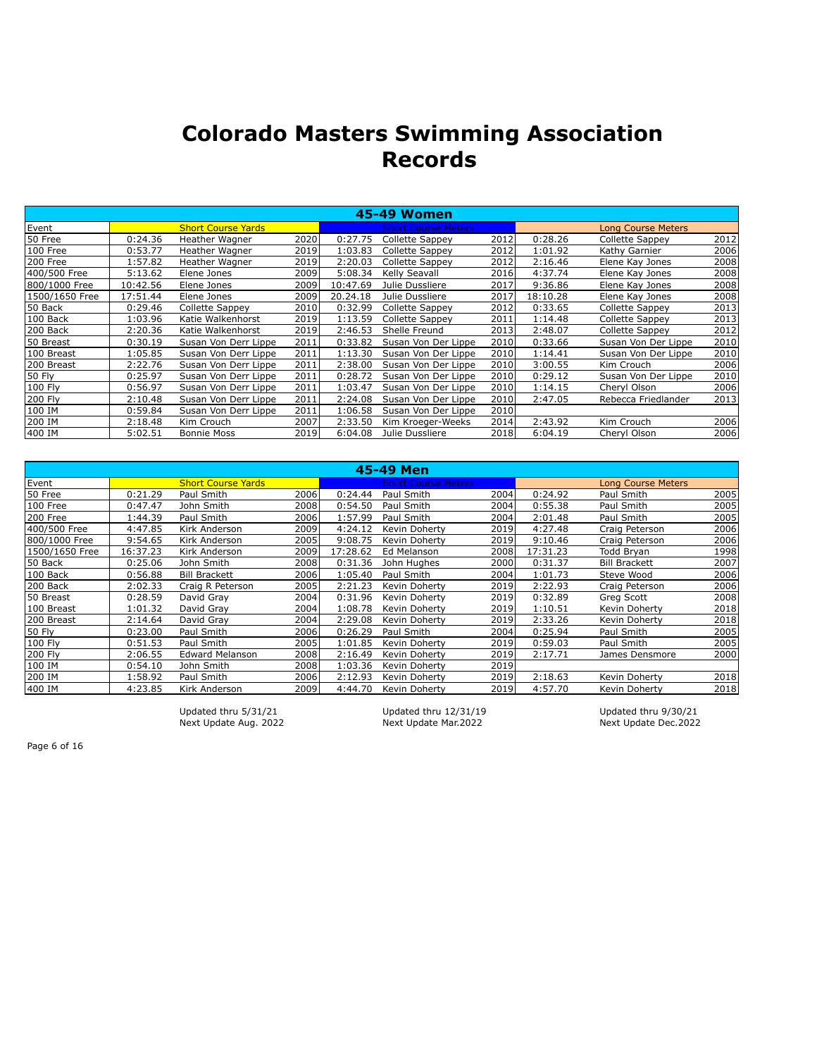# Colorado Masters Swimming Association Records

| 45-49 Women | | | | | | | | | |
|---|---|---|---|---|---|---|---|---|---|
| Event | Short Course Yards | | | Short Course Meters | | | Long Course Meters | | |
| 50 Free | 0:24.36 | Heather Wagner | 2020 | 0:27.75 | Collette Sappey | 2012 | 0:28.26 | Collette Sappey | 2012 |
| 100 Free | 0:53.77 | Heather Wagner | 2019 | 1:03.83 | Collette Sappey | 2012 | 1:01.92 | Kathy Garnier | 2006 |
| 200 Free | 1:57.82 | Heather Wagner | 2019 | 2:20.03 | Collette Sappey | 2012 | 2:16.46 | Elene Kay Jones | 2008 |
| 400/500 Free | 5:13.62 | Elene Jones | 2009 | 5:08.34 | Kelly Seavall | 2016 | 4:37.74 | Elene Kay Jones | 2008 |
| 800/1000 Free | 10:42.56 | Elene Jones | 2009 | 10:47.69 | Julie Dussliere | 2017 | 9:36.86 | Elene Kay Jones | 2008 |
| 1500/1650 Free | 17:51.44 | Elene Jones | 2009 | 20.24.18 | Julie Dussliere | 2017 | 18:10.28 | Elene Kay Jones | 2008 |
| 50 Back | 0:29.46 | Collette Sappey | 2010 | 0:32.99 | Collette Sappey | 2012 | 0:33.65 | Collette Sappey | 2013 |
| 100 Back | 1:03.96 | Katie Walkenhorst | 2019 | 1:13.59 | Collette Sappey | 2011 | 1:14.48 | Collette Sappey | 2013 |
| 200 Back | 2:20.36 | Katie Walkenhorst | 2019 | 2:46.53 | Shelle Freund | 2013 | 2:48.07 | Collette Sappey | 2012 |
| 50 Breast | 0:30.19 | Susan Von Derr Lippe | 2011 | 0:33.82 | Susan Von Der Lippe | 2010 | 0:33.66 | Susan Von Der Lippe | 2010 |
| 100 Breast | 1:05.85 | Susan Von Derr Lippe | 2011 | 1:13.30 | Susan Von Der Lippe | 2010 | 1:14.41 | Susan Von Der Lippe | 2010 |
| 200 Breast | 2:22.76 | Susan Von Derr Lippe | 2011 | 2:38.00 | Susan Von Der Lippe | 2010 | 3:00.55 | Kim Crouch | 2006 |
| 50 Fly | 0:25.97 | Susan Von Derr Lippe | 2011 | 0:28.72 | Susan Von Der Lippe | 2010 | 0:29.12 | Susan Von Der Lippe | 2010 |
| 100 Fly | 0:56.97 | Susan Von Derr Lippe | 2011 | 1:03.47 | Susan Von Der Lippe | 2010 | 1:14.15 | Cheryl Olson | 2006 |
| 200 Fly | 2:10.48 | Susan Von Derr Lippe | 2011 | 2:24.08 | Susan Von Der Lippe | 2010 | 2:47.05 | Rebecca Friedlander | 2013 |
| 100 IM | 0:59.84 | Susan Von Derr Lippe | 2011 | 1:06.58 | Susan Von Der Lippe | 2010 | | | |
| 200 IM | 2:18.48 | Kim Crouch | 2007 | 2:33.50 | Kim Kroeger-Weeks | 2014 | 2:43.92 | Kim Crouch | 2006 |
| 400 IM | 5:02.51 | Bonnie Moss | 2019 | 6:04.08 | Julie Dussliere | 2018 | 6:04.19 | Cheryl Olson | 2006 |

| 45-49 Men | | | | | | | | | |
|---|---|---|---|---|---|---|---|---|---|
| Event | Short Course Yards | | | Short Course Meters | | | Long Course Meters | | |
| 50 Free | 0:21.29 | Paul Smith | 2006 | 0:24.44 | Paul Smith | 2004 | 0:24.92 | Paul Smith | 2005 |
| 100 Free | 0:47.47 | John Smith | 2008 | 0:54.50 | Paul Smith | 2004 | 0:55.38 | Paul Smith | 2005 |
| 200 Free | 1:44.39 | Paul Smith | 2006 | 1:57.99 | Paul Smith | 2004 | 2:01.48 | Paul Smith | 2005 |
| 400/500 Free | 4:47.85 | Kirk Anderson | 2009 | 4:24.12 | Kevin Doherty | 2019 | 4:27.48 | Craig Peterson | 2006 |
| 800/1000 Free | 9:54.65 | Kirk Anderson | 2005 | 9:08.75 | Kevin Doherty | 2019 | 9:10.46 | Craig Peterson | 2006 |
| 1500/1650 Free | 16:37.23 | Kirk Anderson | 2009 | 17:28.62 | Ed Melanson | 2008 | 17:31.23 | Todd Bryan | 1998 |
| 50 Back | 0:25.06 | John Smith | 2008 | 0:31.36 | John Hughes | 2000 | 0:31.37 | Bill Brackett | 2007 |
| 100 Back | 0:56.88 | Bill Brackett | 2006 | 1:05.40 | Paul Smith | 2004 | 1:01.73 | Steve Wood | 2006 |
| 200 Back | 2:02.33 | Craig R Peterson | 2005 | 2:21.23 | Kevin Doherty | 2019 | 2:22.93 | Craig Peterson | 2006 |
| 50 Breast | 0:28.59 | David Gray | 2004 | 0:31.96 | Kevin Doherty | 2019 | 0:32.89 | Greg Scott | 2008 |
| 100 Breast | 1:01.32 | David Gray | 2004 | 1:08.78 | Kevin Doherty | 2019 | 1:10.51 | Kevin Doherty | 2018 |
| 200 Breast | 2:14.64 | David Gray | 2004 | 2:29.08 | Kevin Doherty | 2019 | 2:33.26 | Kevin Doherty | 2018 |
| 50 Fly | 0:23.00 | Paul Smith | 2006 | 0:26.29 | Paul Smith | 2004 | 0:25.94 | Paul Smith | 2005 |
| 100 Fly | 0:51.53 | Paul Smith | 2005 | 1:01.85 | Kevin Doherty | 2019 | 0:59.03 | Paul Smith | 2005 |
| 200 Fly | 2:06.55 | Edward Melanson | 2008 | 2:16.49 | Kevin Doherty | 2019 | 2:17.71 | James Densmore | 2000 |
| 100 IM | 0:54.10 | John Smith | 2008 | 1:03.36 | Kevin Doherty | 2019 | | | |
| 200 IM | 1:58.92 | Paul Smith | 2006 | 2:12.93 | Kevin Doherty | 2019 | 2:18.63 | Kevin Doherty | 2018 |
| 400 IM | 4:23.85 | Kirk Anderson | 2009 | 4:44.70 | Kevin Doherty | 2019 | 4:57.70 | Kevin Doherty | 2018 |

Updated thru 5/31/21
Next Update Aug. 2022

Updated thru 12/31/19
Next Update Mar.2022

Updated thru 9/30/21
Next Update Dec.2022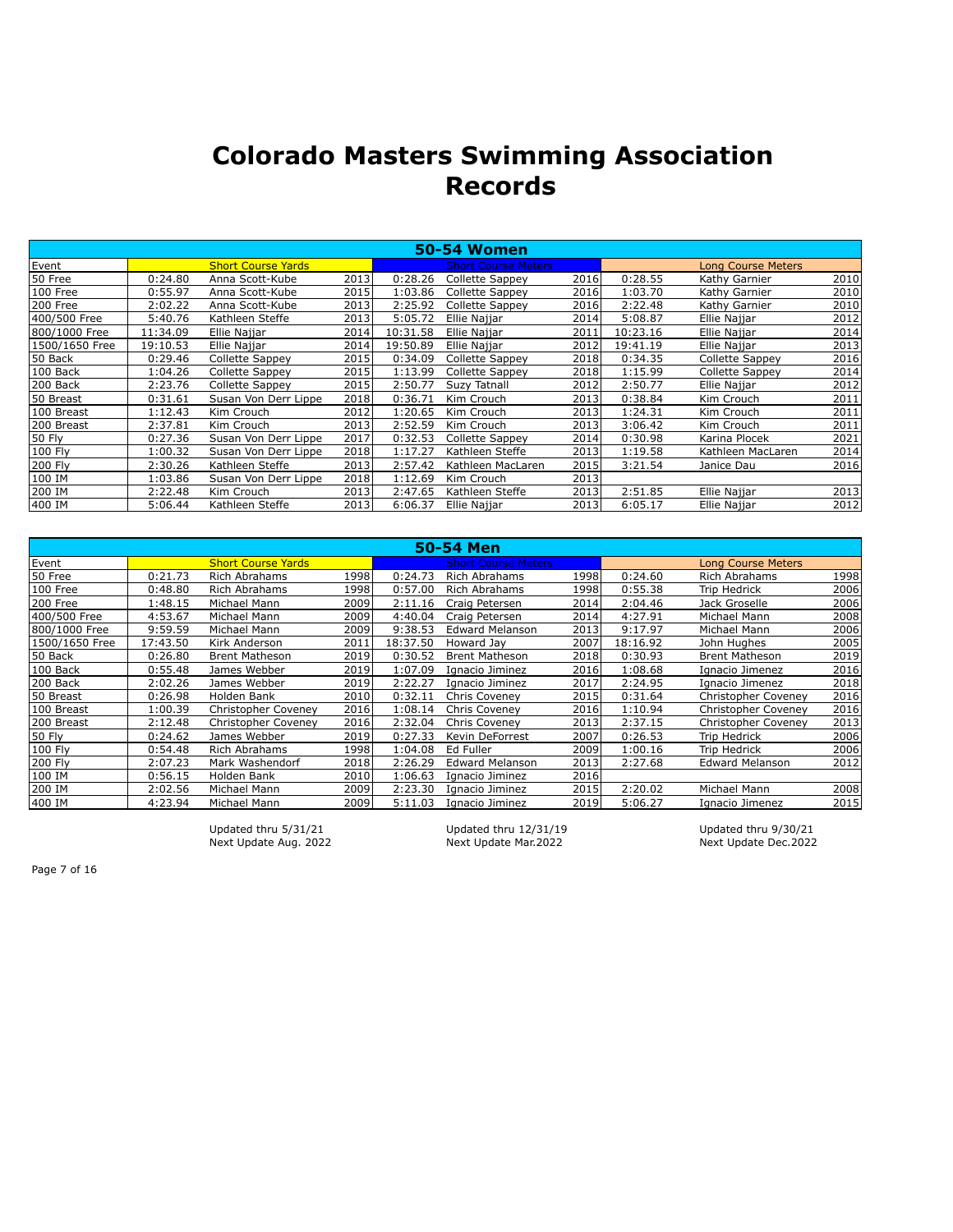# Colorado Masters Swimming Association Records

| 50-54 Women | | | | | | | | | |
|---|---|---|---|---|---|---|---|---|---|
| Event | | Short Course Yards | | | Short Course Meters | | | Long Course Meters | |
| 50 Free | 0:24.80 | Anna Scott-Kube | 2013 | 0:28.26 | Collette Sappey | 2016 | 0:28.55 | Kathy Garnier | 2010 |
| 100 Free | 0:55.97 | Anna Scott-Kube | 2015 | 1:03.86 | Collette Sappey | 2016 | 1:03.70 | Kathy Garnier | 2010 |
| 200 Free | 2:02.22 | Anna Scott-Kube | 2013 | 2:25.92 | Collette Sappey | 2016 | 2:22.48 | Kathy Garnier | 2010 |
| 400/500 Free | 5:40.76 | Kathleen Steffe | 2013 | 5:05.72 | Ellie Najjar | 2014 | 5:08.87 | Ellie Najjar | 2012 |
| 800/1000 Free | 11:34.09 | Ellie Najjar | 2014 | 10:31.58 | Ellie Najjar | 2011 | 10:23.16 | Ellie Najjar | 2014 |
| 1500/1650 Free | 19:10.53 | Ellie Najjar | 2014 | 19:50.89 | Ellie Najjar | 2012 | 19:41.19 | Ellie Najjar | 2013 |
| 50 Back | 0:29.46 | Collette Sappey | 2015 | 0:34.09 | Collette Sappey | 2018 | 0:34.35 | Collette Sappey | 2016 |
| 100 Back | 1:04.26 | Collette Sappey | 2015 | 1:13.99 | Collette Sappey | 2018 | 1:15.99 | Collette Sappey | 2014 |
| 200 Back | 2:23.76 | Collette Sappey | 2015 | 2:50.77 | Suzy Tatnall | 2012 | 2:50.77 | Ellie Najjar | 2012 |
| 50 Breast | 0:31.61 | Susan Von Derr Lippe | 2018 | 0:36.71 | Kim Crouch | 2013 | 0:38.84 | Kim Crouch | 2011 |
| 100 Breast | 1:12.43 | Kim Crouch | 2012 | 1:20.65 | Kim Crouch | 2013 | 1:24.31 | Kim Crouch | 2011 |
| 200 Breast | 2:37.81 | Kim Crouch | 2013 | 2:52.59 | Kim Crouch | 2013 | 3:06.42 | Kim Crouch | 2011 |
| 50 Fly | 0:27.36 | Susan Von Derr Lippe | 2017 | 0:32.53 | Collette Sappey | 2014 | 0:30.98 | Karina Plocek | 2021 |
| 100 Fly | 1:00.32 | Susan Von Derr Lippe | 2018 | 1:17.27 | Kathleen Steffe | 2013 | 1:19.58 | Kathleen MacLaren | 2014 |
| 200 Fly | 2:30.26 | Kathleen Steffe | 2013 | 2:57.42 | Kathleen MacLaren | 2015 | 3:21.54 | Janice Dau | 2016 |
| 100 IM | 1:03.86 | Susan Von Derr Lippe | 2018 | 1:12.69 | Kim Crouch | 2013 | | | |
| 200 IM | 2:22.48 | Kim Crouch | 2013 | 2:47.65 | Kathleen Steffe | 2013 | 2:51.85 | Ellie Najjar | 2013 |
| 400 IM | 5:06.44 | Kathleen Steffe | 2013 | 6:06.37 | Ellie Najjar | 2013 | 6:05.17 | Ellie Najjar | 2012 |

| 50-54 Men | | | | | | | | | |
|---|---|---|---|---|---|---|---|---|---|
| Event | | Short Course Yards | | | Short Course Meters | | | Long Course Meters | |
| 50 Free | 0:21.73 | Rich Abrahams | 1998 | 0:24.73 | Rich Abrahams | 1998 | 0:24.60 | Rich Abrahams | 1998 |
| 100 Free | 0:48.80 | Rich Abrahams | 1998 | 0:57.00 | Rich Abrahams | 1998 | 0:55.38 | Trip Hedrick | 2006 |
| 200 Free | 1:48.15 | Michael Mann | 2009 | 2:11.16 | Craig Petersen | 2014 | 2:04.46 | Jack Groselle | 2006 |
| 400/500 Free | 4:53.67 | Michael Mann | 2009 | 4:40.04 | Craig Petersen | 2014 | 4:27.91 | Michael Mann | 2008 |
| 800/1000 Free | 9:59.59 | Michael Mann | 2009 | 9:38.53 | Edward Melanson | 2013 | 9:17.97 | Michael Mann | 2006 |
| 1500/1650 Free | 17:43.50 | Kirk Anderson | 2011 | 18:37.50 | Howard Jay | 2007 | 18:16.92 | John Hughes | 2005 |
| 50 Back | 0:26.80 | Brent Matheson | 2019 | 0:30.52 | Brent Matheson | 2018 | 0:30.93 | Brent Matheson | 2019 |
| 100 Back | 0:55.48 | James Webber | 2019 | 1:07.09 | Ignacio Jiminez | 2016 | 1:08.68 | Ignacio Jimenez | 2016 |
| 200 Back | 2:02.26 | James Webber | 2019 | 2:22.27 | Ignacio Jiminez | 2017 | 2:24.95 | Ignacio Jimenez | 2018 |
| 50 Breast | 0:26.98 | Holden Bank | 2010 | 0:32.11 | Chris Coveney | 2015 | 0:31.64 | Christopher Coveney | 2016 |
| 100 Breast | 1:00.39 | Christopher Coveney | 2016 | 1:08.14 | Chris Coveney | 2016 | 1:10.94 | Christopher Coveney | 2016 |
| 200 Breast | 2:12.48 | Christopher Coveney | 2016 | 2:32.04 | Chris Coveney | 2013 | 2:37.15 | Christopher Coveney | 2013 |
| 50 Fly | 0:24.62 | James Webber | 2019 | 0:27.33 | Kevin DeForrest | 2007 | 0:26.53 | Trip Hedrick | 2006 |
| 100 Fly | 0:54.48 | Rich Abrahams | 1998 | 1:04.08 | Ed Fuller | 2009 | 1:00.16 | Trip Hedrick | 2006 |
| 200 Fly | 2:07.23 | Mark Washendorf | 2018 | 2:26.29 | Edward Melanson | 2013 | 2:27.68 | Edward Melanson | 2012 |
| 100 IM | 0:56.15 | Holden Bank | 2010 | 1:06.63 | Ignacio Jiminez | 2016 | | | |
| 200 IM | 2:02.56 | Michael Mann | 2009 | 2:23.30 | Ignacio Jiminez | 2015 | 2:20.02 | Michael Mann | 2008 |
| 400 IM | 4:23.94 | Michael Mann | 2009 | 5:11.03 | Ignacio Jiminez | 2019 | 5:06.27 | Ignacio Jimenez | 2015 |

Updated thru 5/31/21
Next Update Aug. 2022

Updated thru 12/31/19
Next Update Mar.2022

Updated thru 9/30/21
Next Update Dec.2022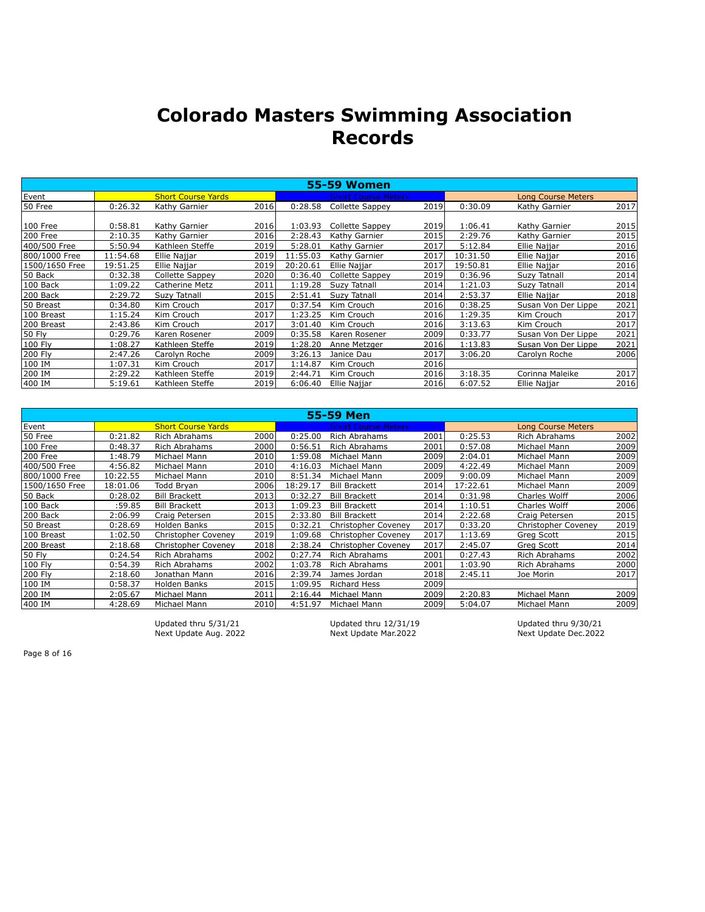# Colorado Masters Swimming Association Records

| 55-59 Women | | | | | | | | | | | |
|---|---|---|---|---|---|---|---|---|---|---|---|
| Event | | Short Course Yards | | | Short Course Meters | | | | Long Course Meters | | |
| 50 Free | 0:26.32 | Kathy Garnier | 2016 | 0:28.58 | Collette Sappey | 2019 | 0:30.09 | Kathy Garnier | 2017 |
| 100 Free | 0:58.81 | Kathy Garnier | 2016 | 1:03.93 | Collette Sappey | 2019 | 1:06.41 | Kathy Garnier | 2015 |
| 200 Free | 2:10.35 | Kathy Garnier | 2016 | 2:28.43 | Kathy Garnier | 2015 | 2:29.76 | Kathy Garnier | 2015 |
| 400/500 Free | 5:50.94 | Kathleen Steffe | 2019 | 5:28.01 | Kathy Garnier | 2017 | 5:12.84 | Ellie Najjar | 2016 |
| 800/1000 Free | 11:54.68 | Ellie Najjar | 2019 | 11:55.03 | Kathy Garnier | 2017 | 10:31.50 | Ellie Najjar | 2016 |
| 1500/1650 Free | 19:51.25 | Ellie Najjar | 2019 | 20:20.61 | Ellie Najjar | 2017 | 19:50.81 | Ellie Najjar | 2016 |
| 50 Back | 0:32.38 | Collette Sappey | 2020 | 0:36.40 | Collette Sappey | 2019 | 0:36.96 | Suzy Tatnall | 2014 |
| 100 Back | 1:09.22 | Catherine Metz | 2011 | 1:19.28 | Suzy Tatnall | 2014 | 1:21.03 | Suzy Tatnall | 2014 |
| 200 Back | 2:29.72 | Suzy Tatnall | 2015 | 2:51.41 | Suzy Tatnall | 2014 | 2:53.37 | Ellie Najjar | 2018 |
| 50 Breast | 0:34.80 | Kim Crouch | 2017 | 0:37.54 | Kim Crouch | 2016 | 0:38.25 | Susan Von Der Lippe | 2021 |
| 100 Breast | 1:15.24 | Kim Crouch | 2017 | 1:23.25 | Kim Crouch | 2016 | 1:29.35 | Kim Crouch | 2017 |
| 200 Breast | 2:43.86 | Kim Crouch | 2017 | 3:01.40 | Kim Crouch | 2016 | 3:13.63 | Kim Crouch | 2017 |
| 50 Fly | 0:29.76 | Karen Rosener | 2009 | 0:35.58 | Karen Rosener | 2009 | 0:33.77 | Susan Von Der Lippe | 2021 |
| 100 Fly | 1:08.27 | Kathleen Steffe | 2019 | 1:28.20 | Anne Metzger | 2016 | 1:13.83 | Susan Von Der Lippe | 2021 |
| 200 Fly | 2:47.26 | Carolyn Roche | 2009 | 3:26.13 | Janice Dau | 2017 | 3:06.20 | Carolyn Roche | 2006 |
| 100 IM | 1:07.31 | Kim Crouch | 2017 | 1:14.87 | Kim Crouch | 2016 | | | |
| 200 IM | 2:29.22 | Kathleen Steffe | 2019 | 2:44.71 | Kim Crouch | 2016 | 3:18.35 | Corinna Maleike | 2017 |
| 400 IM | 5:19.61 | Kathleen Steffe | 2019 | 6:06.40 | Ellie Najjar | 2016 | 6:07.52 | Ellie Najjar | 2016 |

| 55-59 Men | | | | | | | | | |
|---|---|---|---|---|---|---|---|---|---|
| Event | | Short Course Yards | | | Short Course Meters | | | Long Course Meters | |
| 50 Free | 0:21.82 | Rich Abrahams | 2000 | 0:25.00 | Rich Abrahams | 2001 | 0:25.53 | Rich Abrahams | 2002 |
| 100 Free | 0:48.37 | Rich Abrahams | 2000 | 0:56.51 | Rich Abrahams | 2001 | 0:57.08 | Michael Mann | 2009 |
| 200 Free | 1:48.79 | Michael Mann | 2010 | 1:59.08 | Michael Mann | 2009 | 2:04.01 | Michael Mann | 2009 |
| 400/500 Free | 4:56.82 | Michael Mann | 2010 | 4:16.03 | Michael Mann | 2009 | 4:22.49 | Michael Mann | 2009 |
| 800/1000 Free | 10:22.55 | Michael Mann | 2010 | 8:51.34 | Michael Mann | 2009 | 9:00.09 | Michael Mann | 2009 |
| 1500/1650 Free | 18:01.06 | Todd Bryan | 2006 | 18:29.17 | Bill Brackett | 2014 | 17:22.61 | Michael Mann | 2009 |
| 50 Back | 0:28.02 | Bill Brackett | 2013 | 0:32.27 | Bill Brackett | 2014 | 0:31.98 | Charles Wolff | 2006 |
| 100 Back | :59.85 | Bill Brackett | 2013 | 1:09.23 | Bill Brackett | 2014 | 1:10.51 | Charles Wolff | 2006 |
| 200 Back | 2:06.99 | Craig Petersen | 2015 | 2:33.80 | Bill Brackett | 2014 | 2:22.68 | Craig Petersen | 2015 |
| 50 Breast | 0:28.69 | Holden Banks | 2015 | 0:32.21 | Christopher Coveney | 2017 | 0:33.20 | Christopher Coveney | 2019 |
| 100 Breast | 1:02.50 | Christopher Coveney | 2019 | 1:09.68 | Christopher Coveney | 2017 | 1:13.69 | Greg Scott | 2015 |
| 200 Breast | 2:18.68 | Christopher Coveney | 2018 | 2:38.24 | Christopher Coveney | 2017 | 2:45.07 | Greg Scott | 2014 |
| 50 Fly | 0:24.54 | Rich Abrahams | 2002 | 0:27.74 | Rich Abrahams | 2001 | 0:27.43 | Rich Abrahams | 2002 |
| 100 Fly | 0:54.39 | Rich Abrahams | 2002 | 1:03.78 | Rich Abrahams | 2001 | 1:03.90 | Rich Abrahams | 2000 |
| 200 Fly | 2:18.60 | Jonathan Mann | 2016 | 2:39.74 | James Jordan | 2018 | 2:45.11 | Joe Morin | 2017 |
| 100 IM | 0:58.37 | Holden Banks | 2015 | 1:09.95 | Richard Hess | 2009 | | | |
| 200 IM | 2:05.67 | Michael Mann | 2011 | 2:16.44 | Michael Mann | 2009 | 2:20.83 | Michael Mann | 2009 |
| 400 IM | 4:28.69 | Michael Mann | 2010 | 4:51.97 | Michael Mann | 2009 | 5:04.07 | Michael Mann | 2009 |

Short Course Yards: Updated thru 5/31/21, Next Update Aug. 2022

Short Course Meters: Updated thru 12/31/19, Next Update Mar.2022

Long Course Meters: Updated thru 9/30/21, Next Update Dec.2022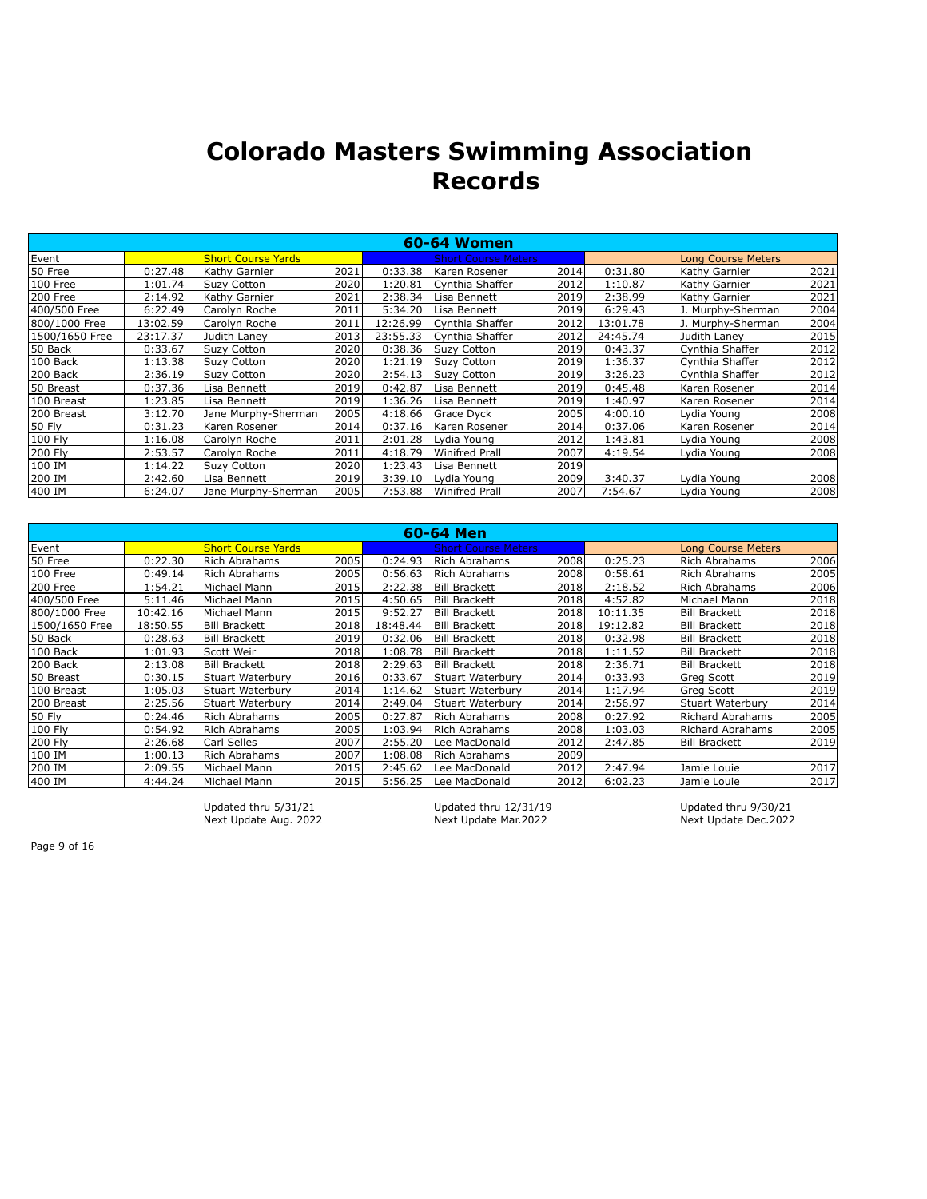# Colorado Masters Swimming Association Records

| 60-64 Women | | | | | | | | | | |
|---|---|---|---|---|---|---|---|---|---|---|
| Event | | Short Course Yards | | | Short Course Meters | | | | Long Course Meters | |
| 50 Free | 0:27.48 | Kathy Garnier | 2021 | 0:33.38 | Karen Rosener | 2014 | 0:31.80 | Kathy Garnier | 2021 |
| 100 Free | 1:01.74 | Suzy Cotton | 2020 | 1:20.81 | Cynthia Shaffer | 2012 | 1:10.87 | Kathy Garnier | 2021 |
| 200 Free | 2:14.92 | Kathy Garnier | 2021 | 2:38.34 | Lisa Bennett | 2019 | 2:38.99 | Kathy Garnier | 2021 |
| 400/500 Free | 6:22.49 | Carolyn Roche | 2011 | 5:34.20 | Lisa Bennett | 2019 | 6:29.43 | J. Murphy-Sherman | 2004 |
| 800/1000 Free | 13:02.59 | Carolyn Roche | 2011 | 12:26.99 | Cynthia Shaffer | 2012 | 13:01.78 | J. Murphy-Sherman | 2004 |
| 1500/1650 Free | 23:17.37 | Judith Laney | 2013 | 23:55.33 | Cynthia Shaffer | 2012 | 24:45.74 | Judith Laney | 2015 |
| 50 Back | 0:33.67 | Suzy Cotton | 2020 | 0:38.36 | Suzy Cotton | 2019 | 0:43.37 | Cynthia Shaffer | 2012 |
| 100 Back | 1:13.38 | Suzy Cotton | 2020 | 1:21.19 | Suzy Cotton | 2019 | 1:36.37 | Cynthia Shaffer | 2012 |
| 200 Back | 2:36.19 | Suzy Cotton | 2020 | 2:54.13 | Suzy Cotton | 2019 | 3:26.23 | Cynthia Shaffer | 2012 |
| 50 Breast | 0:37.36 | Lisa Bennett | 2019 | 0:42.87 | Lisa Bennett | 2019 | 0:45.48 | Karen Rosener | 2014 |
| 100 Breast | 1:23.85 | Lisa Bennett | 2019 | 1:36.26 | Lisa Bennett | 2019 | 1:40.97 | Karen Rosener | 2014 |
| 200 Breast | 3:12.70 | Jane Murphy-Sherman | 2005 | 4:18.66 | Grace Dyck | 2005 | 4:00.10 | Lydia Young | 2008 |
| 50 Fly | 0:31.23 | Karen Rosener | 2014 | 0:37.16 | Karen Rosener | 2014 | 0:37.06 | Karen Rosener | 2014 |
| 100 Fly | 1:16.08 | Carolyn Roche | 2011 | 2:01.28 | Lydia Young | 2012 | 1:43.81 | Lydia Young | 2008 |
| 200 Fly | 2:53.57 | Carolyn Roche | 2011 | 4:18.79 | Winifred Prall | 2007 | 4:19.54 | Lydia Young | 2008 |
| 100 IM | 1:14.22 | Suzy Cotton | 2020 | 1:23.43 | Lisa Bennett | 2019 | | | |
| 200 IM | 2:42.60 | Lisa Bennett | 2019 | 3:39.10 | Lydia Young | 2009 | 3:40.37 | Lydia Young | 2008 |
| 400 IM | 6:24.07 | Jane Murphy-Sherman | 2005 | 7:53.88 | Winifred Prall | 2007 | 7:54.67 | Lydia Young | 2008 |

| 60-64 Men | | | | | | | | | |
|---|---|---|---|---|---|---|---|---|---|
| Event | | Short Course Yards | | | Short Course Meters | | | Long Course Meters | |
| 50 Free | 0:22.30 | Rich Abrahams | 2005 | 0:24.93 | Rich Abrahams | 2008 | 0:25.23 | Rich Abrahams | 2006 |
| 100 Free | 0:49.14 | Rich Abrahams | 2005 | 0:56.63 | Rich Abrahams | 2008 | 0:58.61 | Rich Abrahams | 2005 |
| 200 Free | 1:54.21 | Michael Mann | 2015 | 2:22.38 | Bill Brackett | 2018 | 2:18.52 | Rich Abrahams | 2006 |
| 400/500 Free | 5:11.46 | Michael Mann | 2015 | 4:50.65 | Bill Brackett | 2018 | 4:52.82 | Michael Mann | 2018 |
| 800/1000 Free | 10:42.16 | Michael Mann | 2015 | 9:52.27 | Bill Brackett | 2018 | 10:11.35 | Bill Brackett | 2018 |
| 1500/1650 Free | 18:50.55 | Bill Brackett | 2018 | 18:48.44 | Bill Brackett | 2018 | 19:12.82 | Bill Brackett | 2018 |
| 50 Back | 0:28.63 | Bill Brackett | 2019 | 0:32.06 | Bill Brackett | 2018 | 0:32.98 | Bill Brackett | 2018 |
| 100 Back | 1:01.93 | Scott Weir | 2018 | 1:08.78 | Bill Brackett | 2018 | 1:11.52 | Bill Brackett | 2018 |
| 200 Back | 2:13.08 | Bill Brackett | 2018 | 2:29.63 | Bill Brackett | 2018 | 2:36.71 | Bill Brackett | 2018 |
| 50 Breast | 0:30.15 | Stuart Waterbury | 2016 | 0:33.67 | Stuart Waterbury | 2014 | 0:33.93 | Greg Scott | 2019 |
| 100 Breast | 1:05.03 | Stuart Waterbury | 2014 | 1:14.62 | Stuart Waterbury | 2014 | 1:17.94 | Greg Scott | 2019 |
| 200 Breast | 2:25.56 | Stuart Waterbury | 2014 | 2:49.04 | Stuart Waterbury | 2014 | 2:56.97 | Stuart Waterbury | 2014 |
| 50 Fly | 0:24.46 | Rich Abrahams | 2005 | 0:27.87 | Rich Abrahams | 2008 | 0:27.92 | Richard Abrahams | 2005 |
| 100 Fly | 0:54.92 | Rich Abrahams | 2005 | 1:03.94 | Rich Abrahams | 2008 | 1:03.03 | Richard Abrahams | 2005 |
| 200 Fly | 2:26.68 | Carl Selles | 2007 | 2:55.20 | Lee MacDonald | 2012 | 2:47.85 | Bill Brackett | 2019 |
| 100 IM | 1:00.13 | Rich Abrahams | 2007 | 1:08.08 | Rich Abrahams | 2009 | | | |
| 200 IM | 2:09.55 | Michael Mann | 2015 | 2:45.62 | Lee MacDonald | 2012 | 2:47.94 | Jamie Louie | 2017 |
| 400 IM | 4:44.24 | Michael Mann | 2015 | 5:56.25 | Lee MacDonald | 2012 | 6:02.23 | Jamie Louie | 2017 |

Updated thru 5/31/21
Next Update Aug. 2022

Updated thru 12/31/19
Next Update Mar.2022

Updated thru 9/30/21
Next Update Dec.2022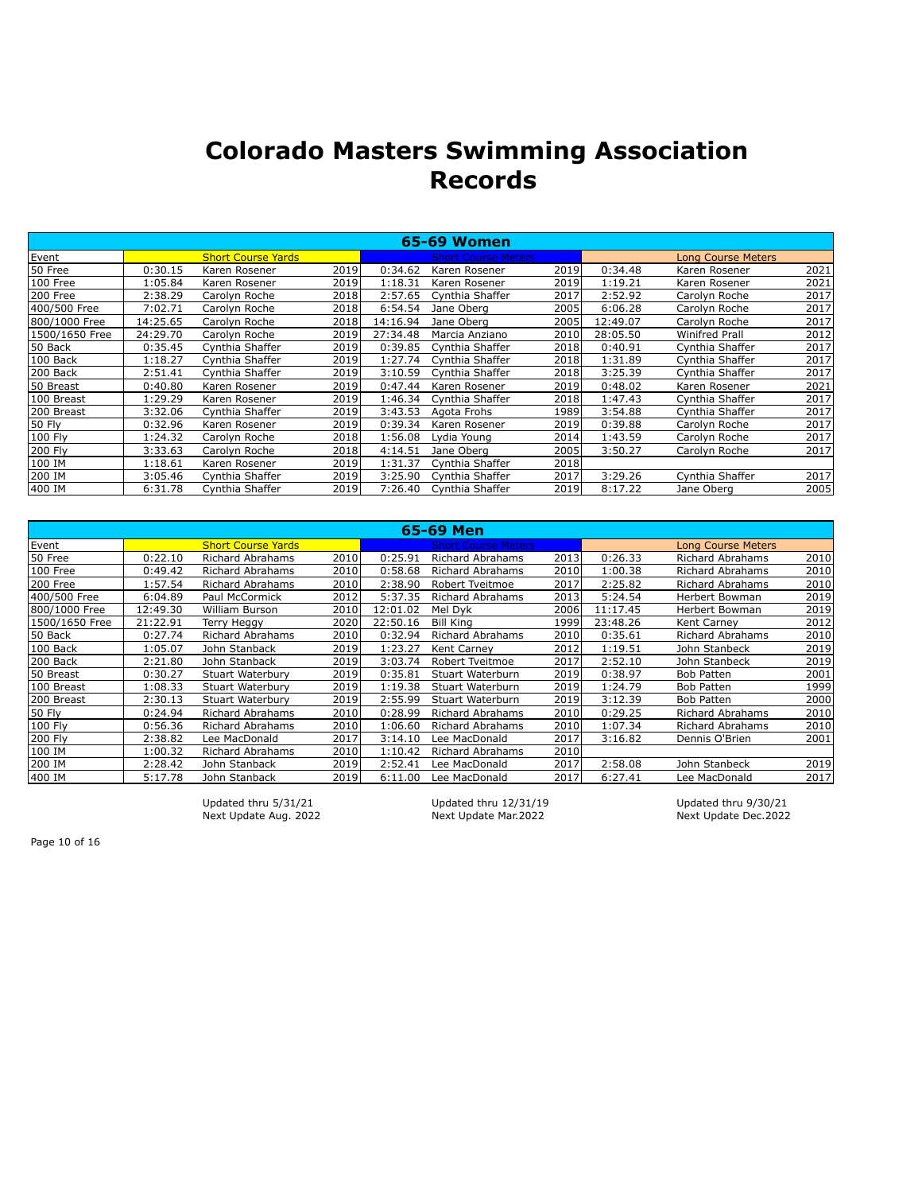# Colorado Masters Swimming Association Records

| 65-69 Women | | | | | | | | | | |
|---|---|---|---|---|---|---|---|---|---|---|
| Event | | Short Course Yards | | | Short Course Meters | | | | Long Course Meters | |
| 50 Free | 0:30.15 | Karen Rosener | 2019 | 0:34.62 | Karen Rosener | 2019 | 0:34.48 | Karen Rosener | 2021 |
| 100 Free | 1:05.84 | Karen Rosener | 2019 | 1:18.31 | Karen Rosener | 2019 | 1:19.21 | Karen Rosener | 2021 |
| 200 Free | 2:38.29 | Carolyn Roche | 2018 | 2:57.65 | Cynthia Shaffer | 2017 | 2:52.92 | Carolyn Roche | 2017 |
| 400/500 Free | 7:02.71 | Carolyn Roche | 2018 | 6:54.54 | Jane Oberg | 2005 | 6:06.28 | Carolyn Roche | 2017 |
| 800/1000 Free | 14:25.65 | Carolyn Roche | 2018 | 14:16.94 | Jane Oberg | 2005 | 12:49.07 | Carolyn Roche | 2017 |
| 1500/1650 Free | 24:29.70 | Carolyn Roche | 2019 | 27:34.48 | Marcia Anziano | 2010 | 28:05.50 | Winifred Prall | 2012 |
| 50 Back | 0:35.45 | Cynthia Shaffer | 2019 | 0:39.85 | Cynthia Shaffer | 2018 | 0:40.91 | Cynthia Shaffer | 2017 |
| 100 Back | 1:18.27 | Cynthia Shaffer | 2019 | 1:27.74 | Cynthia Shaffer | 2018 | 1:31.89 | Cynthia Shaffer | 2017 |
| 200 Back | 2:51.41 | Cynthia Shaffer | 2019 | 3:10.59 | Cynthia Shaffer | 2018 | 3:25.39 | Cynthia Shaffer | 2017 |
| 50 Breast | 0:40.80 | Karen Rosener | 2019 | 0:47.44 | Karen Rosener | 2019 | 0:48.02 | Karen Rosener | 2021 |
| 100 Breast | 1:29.29 | Karen Rosener | 2019 | 1:46.34 | Cynthia Shaffer | 2018 | 1:47.43 | Cynthia Shaffer | 2017 |
| 200 Breast | 3:32.06 | Cynthia Shaffer | 2019 | 3:43.53 | Agota Frohs | 1989 | 3:54.88 | Cynthia Shaffer | 2017 |
| 50 Fly | 0:32.96 | Karen Rosener | 2019 | 0:39.34 | Karen Rosener | 2019 | 0:39.88 | Carolyn Roche | 2017 |
| 100 Fly | 1:24.32 | Carolyn Roche | 2018 | 1:56.08 | Lydia Young | 2014 | 1:43.59 | Carolyn Roche | 2017 |
| 200 Fly | 3:33.63 | Carolyn Roche | 2018 | 4:14.51 | Jane Oberg | 2005 | 3:50.27 | Carolyn Roche | 2017 |
| 100 IM | 1:18.61 | Karen Rosener | 2019 | 1:31.37 | Cynthia Shaffer | 2018 | | | |
| 200 IM | 3:05.46 | Cynthia Shaffer | 2019 | 3:25.90 | Cynthia Shaffer | 2017 | 3:29.26 | Cynthia Shaffer | 2017 |
| 400 IM | 6:31.78 | Cynthia Shaffer | 2019 | 7:26.40 | Cynthia Shaffer | 2019 | 8:17.22 | Jane Oberg | 2005 |

| 65-69 Men | | | | | | | | | | |
|---|---|---|---|---|---|---|---|---|---|---|
| Event | | Short Course Yards | | | Short Course Meters | | | | Long Course Meters | |
| 50 Free | 0:22.10 | Richard Abrahams | 2010 | 0:25.91 | Richard Abrahams | 2013 | 0:26.33 | Richard Abrahams | 2010 |
| 100 Free | 0:49.42 | Richard Abrahams | 2010 | 0:58.68 | Richard Abrahams | 2010 | 1:00.38 | Richard Abrahams | 2010 |
| 200 Free | 1:57.54 | Richard Abrahams | 2010 | 2:38.90 | Robert Tveitmoe | 2017 | 2:25.82 | Richard Abrahams | 2010 |
| 400/500 Free | 6:04.89 | Paul McCormick | 2012 | 5:37.35 | Richard Abrahams | 2013 | 5:24.54 | Herbert Bowman | 2019 |
| 800/1000 Free | 12:49.30 | William Burson | 2010 | 12:01.02 | Mel Dyk | 2006 | 11:17.45 | Herbert Bowman | 2019 |
| 1500/1650 Free | 21:22.91 | Terry Heggy | 2020 | 22:50.16 | Bill King | 1999 | 23:48.26 | Kent Carney | 2012 |
| 50 Back | 0:27.74 | Richard Abrahams | 2010 | 0:32.94 | Richard Abrahams | 2010 | 0:35.61 | Richard Abrahams | 2010 |
| 100 Back | 1:05.07 | John Stanback | 2019 | 1:23.27 | Kent Carney | 2012 | 1:19.51 | John Stanbeck | 2019 |
| 200 Back | 2:21.80 | John Stanback | 2019 | 3:03.74 | Robert Tveitmoe | 2017 | 2:52.10 | John Stanbeck | 2019 |
| 50 Breast | 0:30.27 | Stuart Waterbury | 2019 | 0:35.81 | Stuart Waterburn | 2019 | 0:38.97 | Bob Patten | 2001 |
| 100 Breast | 1:08.33 | Stuart Waterbury | 2019 | 1:19.38 | Stuart Waterburn | 2019 | 1:24.79 | Bob Patten | 1999 |
| 200 Breast | 2:30.13 | Stuart Waterbury | 2019 | 2:55.99 | Stuart Waterburn | 2019 | 3:12.39 | Bob Patten | 2000 |
| 50 Fly | 0:24.94 | Richard Abrahams | 2010 | 0:28.99 | Richard Abrahams | 2010 | 0:29.25 | Richard Abrahams | 2010 |
| 100 Fly | 0:56.36 | Richard Abrahams | 2010 | 1:06.60 | Richard Abrahams | 2010 | 1:07.34 | Richard Abrahams | 2010 |
| 200 Fly | 2:38.82 | Lee MacDonald | 2017 | 3:14.10 | Lee MacDonald | 2017 | 3:16.82 | Dennis O'Brien | 2001 |
| 100 IM | 1:00.32 | Richard Abrahams | 2010 | 1:10.42 | Richard Abrahams | 2010 | | | |
| 200 IM | 2:28.42 | John Stanback | 2019 | 2:52.41 | Lee MacDonald | 2017 | 2:58.08 | John Stanbeck | 2019 |
| 400 IM | 5:17.78 | John Stanback | 2019 | 6:11.00 | Lee MacDonald | 2017 | 6:27.41 | Lee MacDonald | 2017 |

Updated thru 5/31/21
Next Update Aug. 2022

Updated thru 12/31/19
Next Update Mar.2022

Updated thru 9/30/21
Next Update Dec.2022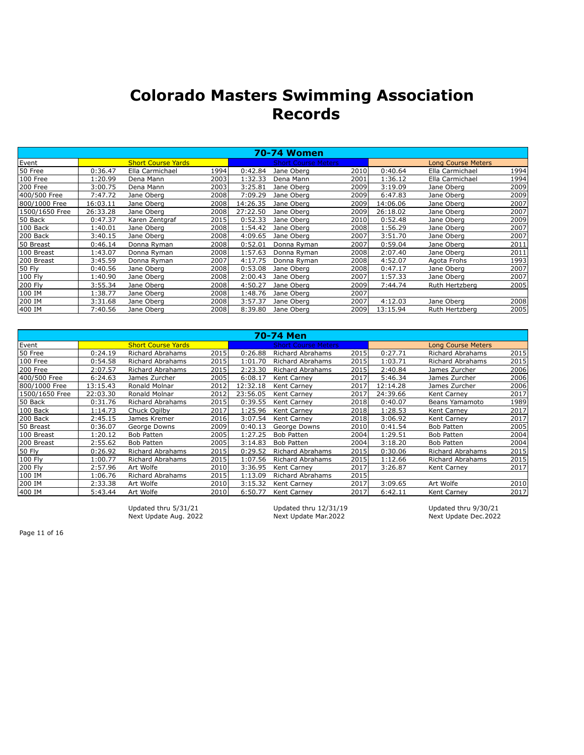# Colorado Masters Swimming Association Records

| 70-74 Women | | | | | | | | | |
|---|---|---|---|---|---|---|---|---|---|
| Event | Short Course Yards | | | Short Course Meters | | | Long Course Meters | | |
| 50 Free | 0:36.47 | Ella Carmichael | 1994 | 0:42.84 | Jane Oberg | 2010 | 0:40.64 | Ella Carmichael | 1994 |
| 100 Free | 1:20.99 | Dena Mann | 2003 | 1:32.33 | Dena Mann | 2001 | 1:36.12 | Ella Carmichael | 1994 |
| 200 Free | 3:00.75 | Dena Mann | 2003 | 3:25.81 | Jane Oberg | 2009 | 3:19.09 | Jane Oberg | 2009 |
| 400/500 Free | 7:47.72 | Jane Oberg | 2008 | 7:09.29 | Jane Oberg | 2009 | 6:47.83 | Jane Oberg | 2009 |
| 800/1000 Free | 16:03.11 | Jane Oberg | 2008 | 14:26.35 | Jane Oberg | 2009 | 14:06.06 | Jane Oberg | 2007 |
| 1500/1650 Free | 26:33.28 | Jane Oberg | 2008 | 27:22.50 | Jane Oberg | 2009 | 26:18.02 | Jane Oberg | 2007 |
| 50 Back | 0:47.37 | Karen Zentgraf | 2015 | 0:52.33 | Jane Oberg | 2010 | 0:52.48 | Jane Oberg | 2009 |
| 100 Back | 1:40.01 | Jane Oberg | 2008 | 1:54.42 | Jane Oberg | 2008 | 1:56.29 | Jane Oberg | 2007 |
| 200 Back | 3:40.15 | Jane Oberg | 2008 | 4:09.65 | Jane Oberg | 2007 | 3:51.70 | Jane Oberg | 2007 |
| 50 Breast | 0:46.14 | Donna Ryman | 2008 | 0:52.01 | Donna Ryman | 2007 | 0:59.04 | Jane Oberg | 2011 |
| 100 Breast | 1:43.07 | Donna Ryman | 2008 | 1:57.63 | Donna Ryman | 2008 | 2:07.40 | Jane Oberg | 2011 |
| 200 Breast | 3:45.59 | Donna Ryman | 2007 | 4:17.75 | Donna Ryman | 2008 | 4:52.07 | Agota Frohs | 1993 |
| 50 Fly | 0:40.56 | Jane Oberg | 2008 | 0:53.08 | Jane Oberg | 2008 | 0:47.17 | Jane Oberg | 2007 |
| 100 Fly | 1:40.90 | Jane Oberg | 2008 | 2:00.43 | Jane Oberg | 2007 | 1:57.33 | Jane Oberg | 2007 |
| 200 Fly | 3:55.34 | Jane Oberg | 2008 | 4:50.27 | Jane Oberg | 2009 | 7:44.74 | Ruth Hertzberg | 2005 |
| 100 IM | 1:38.77 | Jane Oberg | 2008 | 1:48.76 | Jane Oberg | 2007 | | | |
| 200 IM | 3:31.68 | Jane Oberg | 2008 | 3:57.37 | Jane Oberg | 2007 | 4:12.03 | Jane Oberg | 2008 |
| 400 IM | 7:40.56 | Jane Oberg | 2008 | 8:39.80 | Jane Oberg | 2009 | 13:15.94 | Ruth Hertzberg | 2005 |

| 70-74 Men | | | | | | | | | |
|---|---|---|---|---|---|---|---|---|---|
| Event | Short Course Yards | | | Short Course Meters | | | Long Course Meters | | |
| 50 Free | 0:24.19 | Richard Abrahams | 2015 | 0:26.88 | Richard Abrahams | 2015 | 0:27.71 | Richard Abrahams | 2015 |
| 100 Free | 0:54.58 | Richard Abrahams | 2015 | 1:01.70 | Richard Abrahams | 2015 | 1:03.71 | Richard Abrahams | 2015 |
| 200 Free | 2:07.57 | Richard Abrahams | 2015 | 2:23.30 | Richard Abrahams | 2015 | 2:40.84 | James Zurcher | 2006 |
| 400/500 Free | 6:24.63 | James Zurcher | 2005 | 6:08.17 | Kent Carney | 2017 | 5:46.34 | James Zurcher | 2006 |
| 800/1000 Free | 13:15.43 | Ronald Molnar | 2012 | 12:32.18 | Kent Carney | 2017 | 12:14.28 | James Zurcher | 2006 |
| 1500/1650 Free | 22:03.30 | Ronald Molnar | 2012 | 23:56.05 | Kent Carney | 2017 | 24:39.66 | Kent Carney | 2017 |
| 50 Back | 0:31.76 | Richard Abrahams | 2015 | 0:39.55 | Kent Carney | 2018 | 0:40.07 | Beans Yamamoto | 1989 |
| 100 Back | 1:14.73 | Chuck Ogilby | 2017 | 1:25.96 | Kent Carney | 2018 | 1:28.53 | Kent Carney | 2017 |
| 200 Back | 2:45.15 | James Kremer | 2016 | 3:07.54 | Kent Carney | 2018 | 3:06.92 | Kent Carney | 2017 |
| 50 Breast | 0:36.07 | George Downs | 2009 | 0:40.13 | George Downs | 2010 | 0:41.54 | Bob Patten | 2005 |
| 100 Breast | 1:20.12 | Bob Patten | 2005 | 1:27.25 | Bob Patten | 2004 | 1:29.51 | Bob Patten | 2004 |
| 200 Breast | 2:55.62 | Bob Patten | 2005 | 3:14.83 | Bob Patten | 2004 | 3:18.20 | Bob Patten | 2004 |
| 50 Fly | 0:26.92 | Richard Abrahams | 2015 | 0:29.52 | Richard Abrahams | 2015 | 0:30.06 | Richard Abrahams | 2015 |
| 100 Fly | 1:00.77 | Richard Abrahams | 2015 | 1:07.56 | Richard Abrahams | 2015 | 1:12.66 | Richard Abrahams | 2015 |
| 200 Fly | 2:57.96 | Art Wolfe | 2010 | 3:36.95 | Kent Carney | 2017 | 3:26.87 | Kent Carney | 2017 |
| 100 IM | 1:06.76 | Richard Abrahams | 2015 | 1:13.09 | Richard Abrahams | 2015 | | | |
| 200 IM | 2:33.38 | Art Wolfe | 2010 | 3:15.32 | Kent Carney | 2017 | 3:09.65 | Art Wolfe | 2010 |
| 400 IM | 5:43.44 | Art Wolfe | 2010 | 6:50.77 | Kent Carney | 2017 | 6:42.11 | Kent Carney | 2017 |

Updated thru 5/31/21
Next Update Aug. 2022

Updated thru 12/31/19
Next Update Mar.2022

Updated thru 9/30/21
Next Update Dec.2022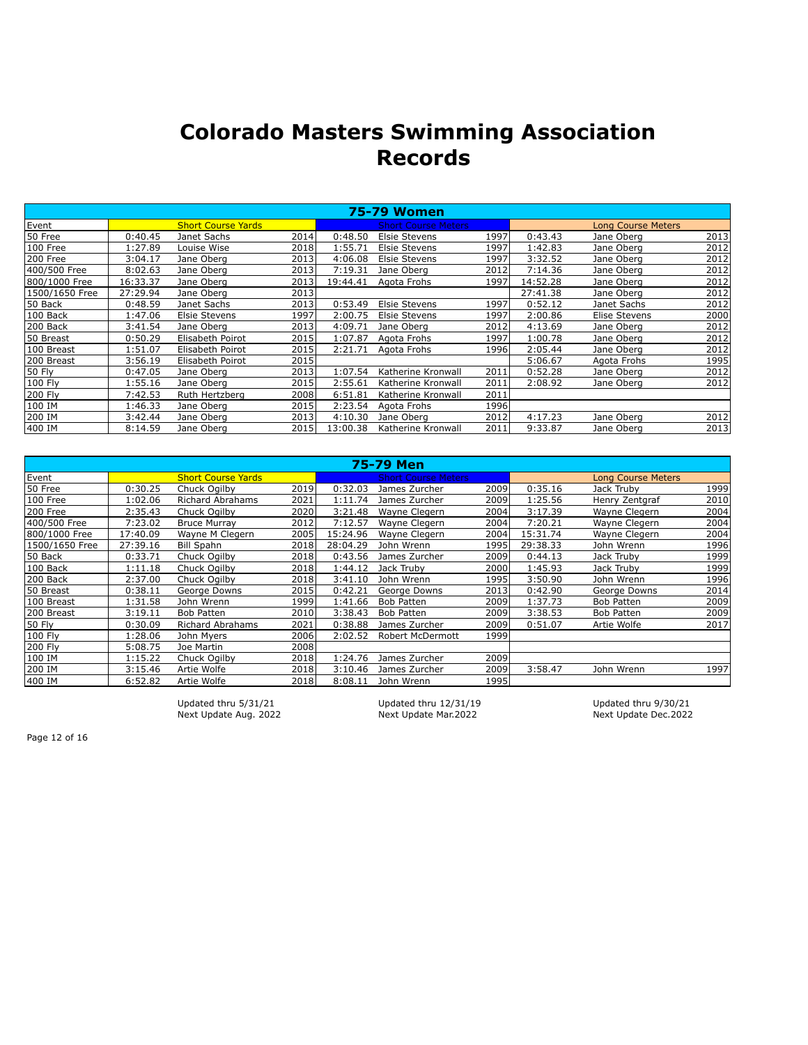# Colorado Masters Swimming Association Records

| 75-79 Women | | | | | | | | | | |
|---|---|---|---|---|---|---|---|---|---|---|
| Event | | Short Course Yards | | | Short Course Meters | | | Long Course Meters | | |
| 50 Free | 0:40.45 | Janet Sachs | 2014 | 0:48.50 | Elsie Stevens | 1997 | 0:43.43 | Jane Oberg | 2013 |
| 100 Free | 1:27.89 | Louise Wise | 2018 | 1:55.71 | Elsie Stevens | 1997 | 1:42.83 | Jane Oberg | 2012 |
| 200 Free | 3:04.17 | Jane Oberg | 2013 | 4:06.08 | Elsie Stevens | 1997 | 3:32.52 | Jane Oberg | 2012 |
| 400/500 Free | 8:02.63 | Jane Oberg | 2013 | 7:19.31 | Jane Oberg | 2012 | 7:14.36 | Jane Oberg | 2012 |
| 800/1000 Free | 16:33.37 | Jane Oberg | 2013 | 19:44.41 | Agota Frohs | 1997 | 14:52.28 | Jane Oberg | 2012 |
| 1500/1650 Free | 27:29.94 | Jane Oberg | 2013 | | | | 27:41.38 | Jane Oberg | 2012 |
| 50 Back | 0:48.59 | Janet Sachs | 2013 | 0:53.49 | Elsie Stevens | 1997 | 0:52.12 | Janet Sachs | 2012 |
| 100 Back | 1:47.06 | Elsie Stevens | 1997 | 2:00.75 | Elsie Stevens | 1997 | 2:00.86 | Elise Stevens | 2000 |
| 200 Back | 3:41.54 | Jane Oberg | 2013 | 4:09.71 | Jane Oberg | 2012 | 4:13.69 | Jane Oberg | 2012 |
| 50 Breast | 0:50.29 | Elisabeth Poirot | 2015 | 1:07.87 | Agota Frohs | 1997 | 1:00.78 | Jane Oberg | 2012 |
| 100 Breast | 1:51.07 | Elisabeth Poirot | 2015 | 2:21.71 | Agota Frohs | 1996 | 2:05.44 | Jane Oberg | 2012 |
| 200 Breast | 3:56.19 | Elisabeth Poirot | 2015 | | | | 5:06.67 | Agota Frohs | 1995 |
| 50 Fly | 0:47.05 | Jane Oberg | 2013 | 1:07.54 | Katherine Kronwall | 2011 | 0:52.28 | Jane Oberg | 2012 |
| 100 Fly | 1:55.16 | Jane Oberg | 2015 | 2:55.61 | Katherine Kronwall | 2011 | 2:08.92 | Jane Oberg | 2012 |
| 200 Fly | 7:42.53 | Ruth Hertzberg | 2008 | 6:51.81 | Katherine Kronwall | 2011 | | | |
| 100 IM | 1:46.33 | Jane Oberg | 2015 | 2:23.54 | Agota Frohs | 1996 | | | |
| 200 IM | 3:42.44 | Jane Oberg | 2013 | 4:10.30 | Jane Oberg | 2012 | 4:17.23 | Jane Oberg | 2012 |
| 400 IM | 8:14.59 | Jane Oberg | 2015 | 13:00.38 | Katherine Kronwall | 2011 | 9:33.87 | Jane Oberg | 2013 |

| 75-79 Men | | | | | | | | | |
|---|---|---|---|---|---|---|---|---|---|
| Event | | Short Course Yards | | | Short Course Meters | | | Long Course Meters | |
| 50 Free | 0:30.25 | Chuck Ogilby | 2019 | 0:32.03 | James Zurcher | 2009 | 0:35.16 | Jack Truby | 1999 |
| 100 Free | 1:02.06 | Richard Abrahams | 2021 | 1:11.74 | James Zurcher | 2009 | 1:25.56 | Henry Zentgraf | 2010 |
| 200 Free | 2:35.43 | Chuck Ogilby | 2020 | 3:21.48 | Wayne Clegern | 2004 | 3:17.39 | Wayne Clegern | 2004 |
| 400/500 Free | 7:23.02 | Bruce Murray | 2012 | 7:12.57 | Wayne Clegern | 2004 | 7:20.21 | Wayne Clegern | 2004 |
| 800/1000 Free | 17:40.09 | Wayne M Clegern | 2005 | 15:24.96 | Wayne Clegern | 2004 | 15:31.74 | Wayne Clegern | 2004 |
| 1500/1650 Free | 27:39.16 | Bill Spahn | 2018 | 28:04.29 | John Wrenn | 1995 | 29:38.33 | John Wrenn | 1996 |
| 50 Back | 0:33.71 | Chuck Ogilby | 2018 | 0:43.56 | James Zurcher | 2009 | 0:44.13 | Jack Truby | 1999 |
| 100 Back | 1:11.18 | Chuck Ogilby | 2018 | 1:44.12 | Jack Truby | 2000 | 1:45.93 | Jack Truby | 1999 |
| 200 Back | 2:37.00 | Chuck Ogilby | 2018 | 3:41.10 | John Wrenn | 1995 | 3:50.90 | John Wrenn | 1996 |
| 50 Breast | 0:38.11 | George Downs | 2015 | 0:42.21 | George Downs | 2013 | 0:42.90 | George Downs | 2014 |
| 100 Breast | 1:31.58 | John Wrenn | 1999 | 1:41.66 | Bob Patten | 2009 | 1:37.73 | Bob Patten | 2009 |
| 200 Breast | 3:19.11 | Bob Patten | 2010 | 3:38.43 | Bob Patten | 2009 | 3:38.53 | Bob Patten | 2009 |
| 50 Fly | 0:30.09 | Richard Abrahams | 2021 | 0:38.88 | James Zurcher | 2009 | 0:51.07 | Artie Wolfe | 2017 |
| 100 Fly | 1:28.06 | John Myers | 2006 | 2:02.52 | Robert McDermott | 1999 | | | |
| 200 Fly | 5:08.75 | Joe Martin | 2008 | | | | | | |
| 100 IM | 1:15.22 | Chuck Ogilby | 2018 | 1:24.76 | James Zurcher | 2009 | | | |
| 200 IM | 3:15.46 | Artie Wolfe | 2018 | 3:10.46 | James Zurcher | 2009 | 3:58.47 | John Wrenn | 1997 |
| 400 IM | 6:52.82 | Artie Wolfe | 2018 | 8:08.11 | John Wrenn | 1995 | | | |

Updated thru 5/31/21
Next Update Aug. 2022

Updated thru 12/31/19
Next Update Mar.2022

Updated thru 9/30/21
Next Update Dec.2022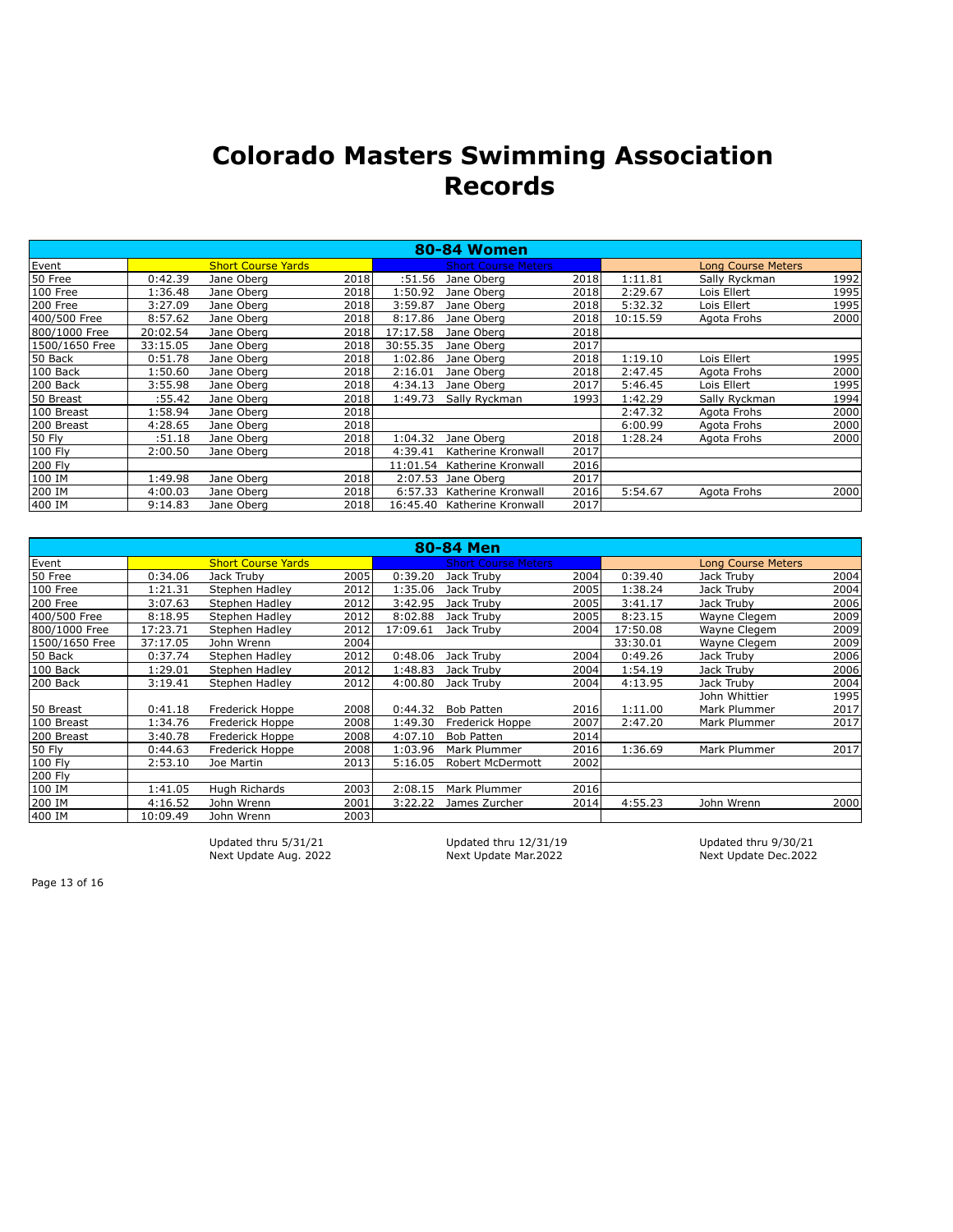# Colorado Masters Swimming Association Records

| 80-84 Women | | | | | | | | | |
|---|---|---|---|---|---|---|---|---|---|
| Event | Short Course Yards | | | Short Course Meters | | | Long Course Meters | | |
| 50 Free | 0:42.39 | Jane Oberg | 2018 | :51.56 | Jane Oberg | 2018 | 1:11.81 | Sally Ryckman | 1992 |
| 100 Free | 1:36.48 | Jane Oberg | 2018 | 1:50.92 | Jane Oberg | 2018 | 2:29.67 | Lois Ellert | 1995 |
| 200 Free | 3:27.09 | Jane Oberg | 2018 | 3:59.87 | Jane Oberg | 2018 | 5:32.32 | Lois Ellert | 1995 |
| 400/500 Free | 8:57.62 | Jane Oberg | 2018 | 8:17.86 | Jane Oberg | 2018 | 10:15.59 | Agota Frohs | 2000 |
| 800/1000 Free | 20:02.54 | Jane Oberg | 2018 | 17:17.58 | Jane Oberg | 2018 | | | |
| 1500/1650 Free | 33:15.05 | Jane Oberg | 2018 | 30:55.35 | Jane Oberg | 2017 | | | |
| 50 Back | 0:51.78 | Jane Oberg | 2018 | 1:02.86 | Jane Oberg | 2018 | 1:19.10 | Lois Ellert | 1995 |
| 100 Back | 1:50.60 | Jane Oberg | 2018 | 2:16.01 | Jane Oberg | 2018 | 2:47.45 | Agota Frohs | 2000 |
| 200 Back | 3:55.98 | Jane Oberg | 2018 | 4:34.13 | Jane Oberg | 2017 | 5:46.45 | Lois Ellert | 1995 |
| 50 Breast | :55.42 | Jane Oberg | 2018 | 1:49.73 | Sally Ryckman | 1993 | 1:42.29 | Sally Ryckman | 1994 |
| 100 Breast | 1:58.94 | Jane Oberg | 2018 | | | | 2:47.32 | Agota Frohs | 2000 |
| 200 Breast | 4:28.65 | Jane Oberg | 2018 | | | | 6:00.99 | Agota Frohs | 2000 |
| 50 Fly | :51.18 | Jane Oberg | 2018 | 1:04.32 | Jane Oberg | 2018 | 1:28.24 | Agota Frohs | 2000 |
| 100 Fly | 2:00.50 | Jane Oberg | 2018 | 4:39.41 | Katherine Kronwall | 2017 | | | |
| 200 Fly | | | | 11:01.54 | Katherine Kronwall | 2016 | | | |
| 100 IM | 1:49.98 | Jane Oberg | 2018 | 2:07.53 | Jane Oberg | 2017 | | | |
| 200 IM | 4:00.03 | Jane Oberg | 2018 | 6:57.33 | Katherine Kronwall | 2016 | 5:54.67 | Agota Frohs | 2000 |
| 400 IM | 9:14.83 | Jane Oberg | 2018 | 16:45.40 | Katherine Kronwall | 2017 | | | |

| 80-84 Men | | | | | | | | | |
|---|---|---|---|---|---|---|---|---|---|
| Event | Short Course Yards | | | Short Course Meters | | | Long Course Meters | | |
| 50 Free | 0:34.06 | Jack Truby | 2005 | 0:39.20 | Jack Truby | 2004 | 0:39.40 | Jack Truby | 2004 |
| 100 Free | 1:21.31 | Stephen Hadley | 2012 | 1:35.06 | Jack Truby | 2005 | 1:38.24 | Jack Truby | 2004 |
| 200 Free | 3:07.63 | Stephen Hadley | 2012 | 3:42.95 | Jack Truby | 2005 | 3:41.17 | Jack Truby | 2006 |
| 400/500 Free | 8:18.95 | Stephen Hadley | 2012 | 8:02.88 | Jack Truby | 2005 | 8:23.15 | Wayne Clegem | 2009 |
| 800/1000 Free | 17:23.71 | Stephen Hadley | 2012 | 17:09.61 | Jack Truby | 2004 | 17:50.08 | Wayne Clegem | 2009 |
| 1500/1650 Free | 37:17.05 | John Wrenn | 2004 | | | | 33:30.01 | Wayne Clegem | 2009 |
| 50 Back | 0:37.74 | Stephen Hadley | 2012 | 0:48.06 | Jack Truby | 2004 | 0:49.26 | Jack Truby | 2006 |
| 100 Back | 1:29.01 | Stephen Hadley | 2012 | 1:48.83 | Jack Truby | 2004 | 1:54.19 | Jack Truby | 2006 |
| 200 Back | 3:19.41 | Stephen Hadley | 2012 | 4:00.80 | Jack Truby | 2004 | 4:13.95 | Jack Truby | 2004 |
| 50 Breast | 0:41.18 | Frederick Hoppe | 2008 | 0:44.32 | Bob Patten | 2016 | 1:11.00 | John Whittier / Mark Plummer | 1995 / 2017 |
| 100 Breast | 1:34.76 | Frederick Hoppe | 2008 | 1:49.30 | Frederick Hoppe | 2007 | 2:47.20 | Mark Plummer | 2017 |
| 200 Breast | 3:40.78 | Frederick Hoppe | 2008 | 4:07.10 | Bob Patten | 2014 | | | |
| 50 Fly | 0:44.63 | Frederick Hoppe | 2008 | 1:03.96 | Mark Plummer | 2016 | 1:36.69 | Mark Plummer | 2017 |
| 100 Fly | 2:53.10 | Joe Martin | 2013 | 5:16.05 | Robert McDermott | 2002 | | | |
| 200 Fly | | | | | | | | | |
| 100 IM | 1:41.05 | Hugh Richards | 2003 | 2:08.15 | Mark Plummer | 2016 | | | |
| 200 IM | 4:16.52 | John Wrenn | 2001 | 3:22.22 | James Zurcher | 2014 | 4:55.23 | John Wrenn | 2000 |
| 400 IM | 10:09.49 | John Wrenn | 2003 | | | | | | |

Updated thru 5/31/21
Next Update Aug. 2022

Updated thru 12/31/19
Next Update Mar.2022

Updated thru 9/30/21
Next Update Dec.2022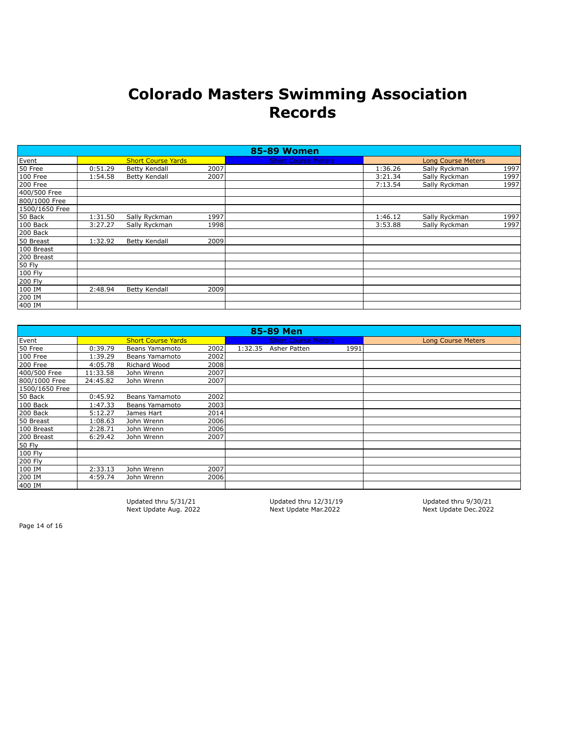# Colorado Masters Swimming Association Records

| 85-89 Women | | | | | | | | | |
|---|---|---|---|---|---|---|---|---|---|
| Event | Short Course Yards | | | Short Course Meters | | | Long Course Meters | | |
| 50 Free | 0:51.29 | Betty Kendall | 2007 | | | | 1:36.26 | Sally Ryckman | 1997 |
| 100 Free | 1:54.58 | Betty Kendall | 2007 | | | | 3:21.34 | Sally Ryckman | 1997 |
| 200 Free | | | | | | | 7:13.54 | Sally Ryckman | 1997 |
| 400/500 Free | | | | | | | | | |
| 800/1000 Free | | | | | | | | | |
| 1500/1650 Free | | | | | | | | | |
| 50 Back | 1:31.50 | Sally Ryckman | 1997 | | | | 1:46.12 | Sally Ryckman | 1997 |
| 100 Back | 3:27.27 | Sally Ryckman | 1998 | | | | 3:53.88 | Sally Ryckman | 1997 |
| 200 Back | | | | | | | | | |
| 50 Breast | 1:32.92 | Betty Kendall | 2009 | | | | | | |
| 100 Breast | | | | | | | | | |
| 200 Breast | | | | | | | | | |
| 50 Fly | | | | | | | | | |
| 100 Fly | | | | | | | | | |
| 200 Fly | | | | | | | | | |
| 100 IM | 2:48.94 | Betty Kendall | 2009 | | | | | | |
| 200 IM | | | | | | | | | |
| 400 IM | | | | | | | | | |

| 85-89 Men | | | | | | | | | |
|---|---|---|---|---|---|---|---|---|---|
| Event | Short Course Yards | | | Short Course Meters | | | Long Course Meters | | |
| 50 Free | 0:39.79 | Beans Yamamoto | 2002 | 1:32.35 | Asher Patten | 1991 | | | |
| 100 Free | 1:39.29 | Beans Yamamoto | 2002 | | | | | | |
| 200 Free | 4:05.78 | Richard Wood | 2008 | | | | | | |
| 400/500 Free | 11:33.58 | John Wrenn | 2007 | | | | | | |
| 800/1000 Free | 24:45.82 | John Wrenn | 2007 | | | | | | |
| 1500/1650 Free | | | | | | | | | |
| 50 Back | 0:45.92 | Beans Yamamoto | 2002 | | | | | | |
| 100 Back | 1:47.33 | Beans Yamamoto | 2003 | | | | | | |
| 200 Back | 5:12.27 | James Hart | 2014 | | | | | | |
| 50 Breast | 1:08.63 | John Wrenn | 2006 | | | | | | |
| 100 Breast | 2:28.71 | John Wrenn | 2006 | | | | | | |
| 200 Breast | 6:29.42 | John Wrenn | 2007 | | | | | | |
| 50 Fly | | | | | | | | | |
| 100 Fly | | | | | | | | | |
| 200 Fly | | | | | | | | | |
| 100 IM | 2:33.13 | John Wrenn | 2007 | | | | | | |
| 200 IM | 4:59.74 | John Wrenn | 2006 | | | | | | |
| 400 IM | | | | | | | | | |

Updated thru 5/31/21
Next Update Aug. 2022

Updated thru 12/31/19
Next Update Mar.2022

Updated thru 9/30/21
Next Update Dec.2022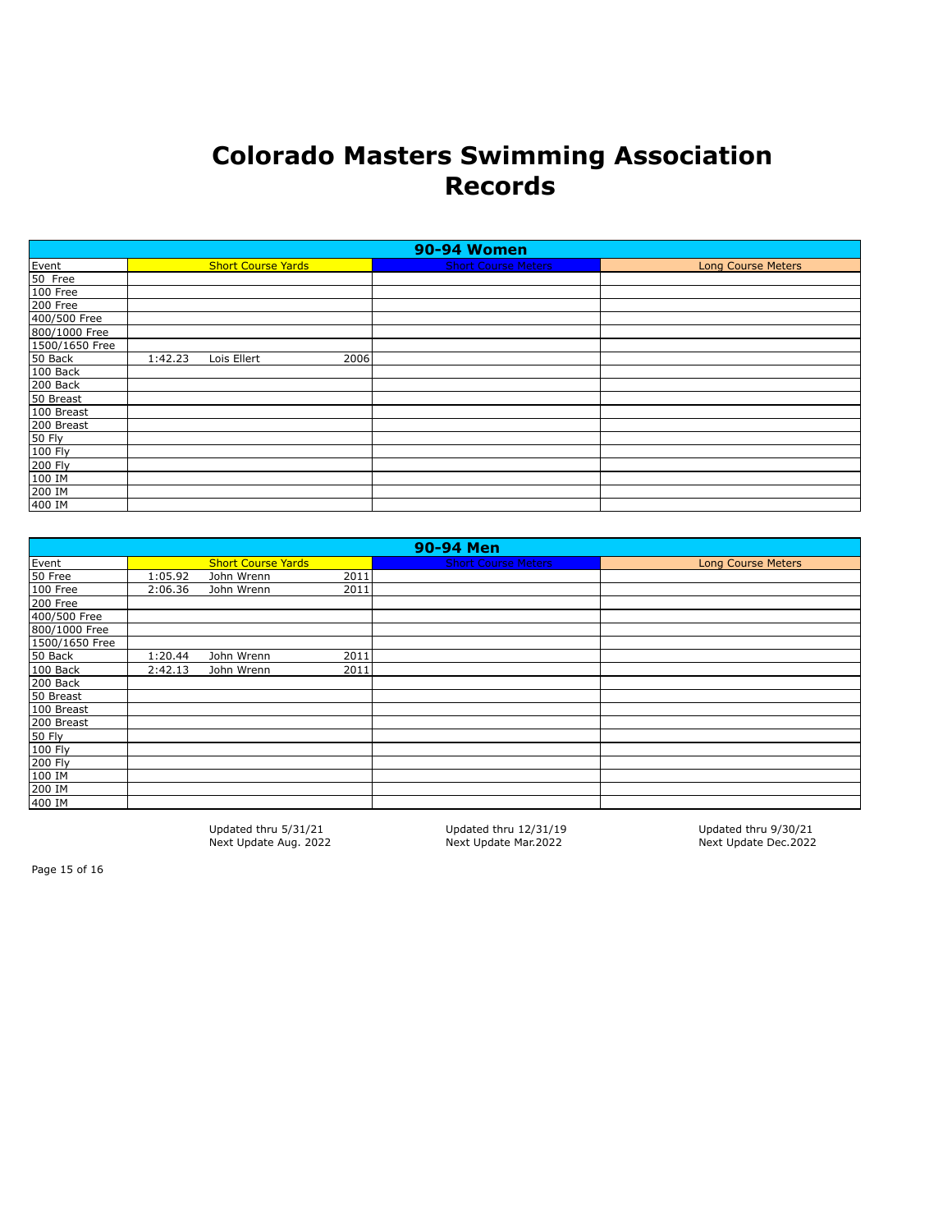# Colorado Masters Swimming Association Records

| 90-94 Women | | | | | |
|---|---|---|---|---|---|
| Event | Short Course Yards | | | Short Course Meters | Long Course Meters |
| 50 Free | | | | | |
| 100 Free | | | | | |
| 200 Free | | | | | |
| 400/500 Free | | | | | |
| 800/1000 Free | | | | | |
| 1500/1650 Free | | | | | |
| 50 Back | 1:42.23 | Lois Ellert | 2006 | | |
| 100 Back | | | | | |
| 200 Back | | | | | |
| 50 Breast | | | | | |
| 100 Breast | | | | | |
| 200 Breast | | | | | |
| 50 Fly | | | | | |
| 100 Fly | | | | | |
| 200 Fly | | | | | |
| 100 IM | | | | | |
| 200 IM | | | | | |
| 400 IM | | | | | |

| 90-94 Men | | | | | |
|---|---|---|---|---|---|
| Event | Short Course Yards | | | Short Course Meters | Long Course Meters |
| 50 Free | 1:05.92 | John Wrenn | 2011 | | |
| 100 Free | 2:06.36 | John Wrenn | 2011 | | |
| 200 Free | | | | | |
| 400/500 Free | | | | | |
| 800/1000 Free | | | | | |
| 1500/1650 Free | | | | | |
| 50 Back | 1:20.44 | John Wrenn | 2011 | | |
| 100 Back | 2:42.13 | John Wrenn | 2011 | | |
| 200 Back | | | | | |
| 50 Breast | | | | | |
| 100 Breast | | | | | |
| 200 Breast | | | | | |
| 50 Fly | | | | | |
| 100 Fly | | | | | |
| 200 Fly | | | | | |
| 100 IM | | | | | |
| 200 IM | | | | | |
| 400 IM | | | | | |

Short Course Yards: Updated thru 5/31/21, Next Update Aug. 2022

Short Course Meters: Updated thru 12/31/19, Next Update Mar.2022

Long Course Meters: Updated thru 9/30/21, Next Update Dec.2022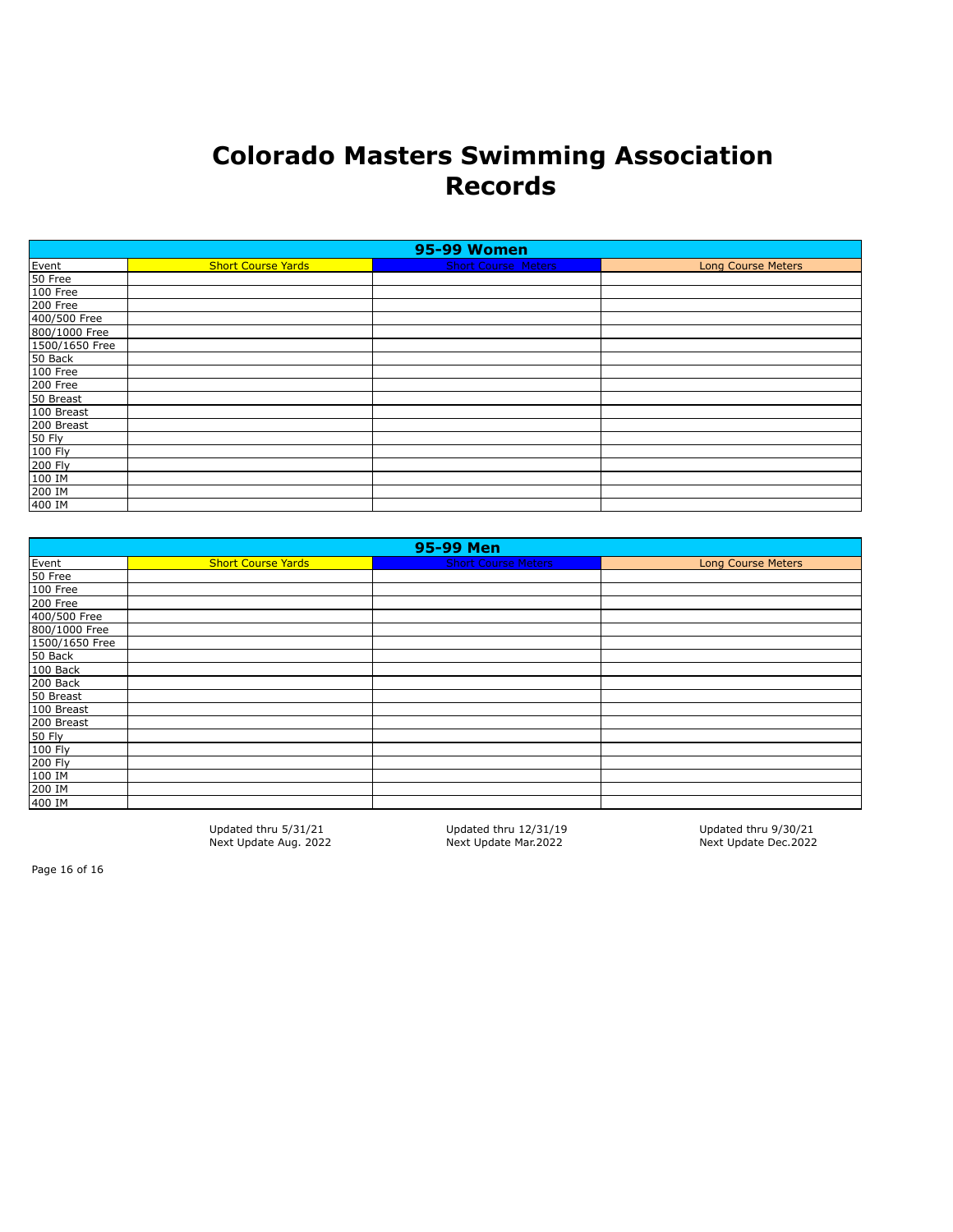# Colorado Masters Swimming Association Records

| 95-99 Women | | | |
|---|---|---|---|
| Event | Short Course Yards | Short Course Meters | Long Course Meters |
| 50 Free | | | |
| 100 Free | | | |
| 200 Free | | | |
| 400/500 Free | | | |
| 800/1000 Free | | | |
| 1500/1650 Free | | | |
| 50 Back | | | |
| 100 Free | | | |
| 200 Free | | | |
| 50 Breast | | | |
| 100 Breast | | | |
| 200 Breast | | | |
| 50 Fly | | | |
| 100 Fly | | | |
| 200 Fly | | | |
| 100 IM | | | |
| 200 IM | | | |
| 400 IM | | | |

| 95-99 Men | | | |
|---|---|---|---|
| Event | Short Course Yards | Short Course Meters | Long Course Meters |
| 50 Free | | | |
| 100 Free | | | |
| 200 Free | | | |
| 400/500 Free | | | |
| 800/1000 Free | | | |
| 1500/1650 Free | | | |
| 50 Back | | | |
| 100 Back | | | |
| 200 Back | | | |
| 50 Breast | | | |
| 100 Breast | | | |
| 200 Breast | | | |
| 50 Fly | | | |
| 100 Fly | | | |
| 200 Fly | | | |
| 100 IM | | | |
| 200 IM | | | |
| 400 IM | | | |

| Short Course Yards | Short Course Meters | Long Course Meters |
|---|---|---|
| Updated thru 5/31/21<br>Next Update Aug. 2022 | Updated thru 12/31/19<br>Next Update Mar.2022 | Updated thru 9/30/21<br>Next Update Dec.2022 |